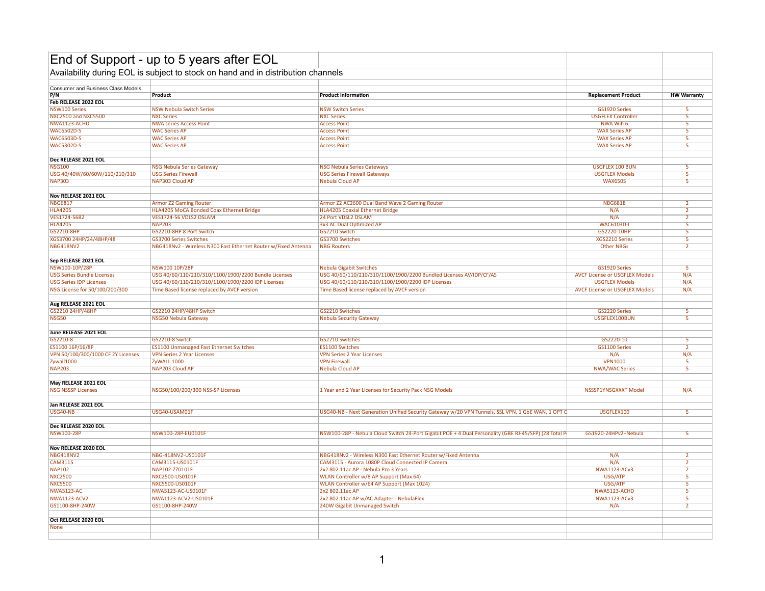# End of Support - up to 5 years after EOL

Availability during EOL is subject to stock on hand and in distribution channels

Consumer and Business Class Models

| P/N | Product | Product information | Replacement Product | HW Warranty |
|---|---|---|---|---|
| **Feb RELEASE 2022 EOL** | | | | |
| NSW100 Series | NSW Nebula Switch Series | NSW Switch Series | GS1920 Series | 5 |
| NXC2500 and NXC5500 | NXC Series | NXC Series | USGFLEX Controller | 5 |
| NWA1123-ACHD | NWA series Access Point | Access Point | NWA Wifi 6 | 5 |
| WAC6502D-S | WAC Series AP | Access Point | WAX Series AP | 5 |
| WAC6503D-S | WAC Series AP | Access Point | WAX Series AP | 5 |
| WAC5302D-S | WAC Series AP | Access Point | WAX Series AP | 5 |
| | | | | |
| **Dec RELEASE 2021 EOL** | | | | |
| NSG100 | NSG Nebula Series Gateway | NSG Nebula Series Gateways | USGFLEX 100 BUN | 5 |
| USG 40/40W/60/60W/110/210/310 | USG Series Firewall | USG Series Firewall Gateways | USGFLEX Models | 5 |
| NAP303 | NAP303 Cloud AP | Nebula Cloud AP | WAX650S | 5 |
| | | | | |
| **Nov RELEASE 2021 EOL** | | | | |
| NBG6817 | Armor Z2 Gaming Router | Armor Z2 AC2600 Dual Band Wave 2 Gaming Router | NBG6818 | 2 |
| HLA4205 | HLA4205 MoCA Bonded Coax Ethernet Bridge | HLA4205 Coaxial Ethernet Bridge | N/A | 2 |
| VES1724-56B2 | VES1724-56 VDLS2 DSLAM | 24 Port VDSL2 DSLAM | N/A | 2 |
| HLA4205 | NAP203 | 3x3 AC Dual Optimized AP | WAC6103D-I | 5 |
| GS2210-8HP | GS2210-8HP 8 Port Switch | GS2210 Switch | GS2220-10HP | 5 |
| XGS3700 24HP/24/48HP/48 | GS3700 Series Switches | GS3700 Switches | XGS2210 Series | 5 |
| NBG418NV2 | NBG418Nv2 - Wireless N300 Fast Ethernet Router w/Fixed Antenna | NBG Routers | Other NBGs | 2 |
| | | | | |
| **Sep RELEASE 2021 EOL** | | | | |
| NSW100-10P/28P | NSW100 10P/28P | Nebula Gigabit Switches | GS1920 Series | 5 |
| USG Series Bundle Licenses | USG 40/60/110/210/310/1100/1900/2200 Bundle Licenses | USG 40/60/110/210/310/1100/1900/2200 Bundled Licenses AV/IDP/CF/AS | AVCF License or USGFLEX Models | N/A |
| USG Series IDP Licenses | USG 40/60/110/210/310/1100/1900/2200 IDP Licenses | USG 40/60/110/210/310/1100/1900/2200 IDP Licenses | USGFLEX Models | N/A |
| NSG License for 50/100/200/300 | Time Based license replaced by AVCF version | Time Based license replaced by AVCF version | AVCF License or USGFLEX Models | N/A |
| | | | | |
| **Aug RELEASE 2021 EOL** | | | | |
| GS2210 24HP/48HP | GS2210 24HP/48HP Switch | GS2210 Switches | GS2220 Series | 5 |
| NSG50 | NSG50 Nebula Gateway | Nebula Security Gateway | USGFLEX100BUN | 5 |
| | | | | |
| **June RELEASE 2021 EOL** | | | | |
| GS2210-8 | GS2210-8 Switch | GS2210 Switches | GS2220-10 | 5 |
| ES1100 16P/16/8P | ES1100 Unmanaged Fast Ethernet Switches | ES1100 Switches | GS1100 Series | 2 |
| VPN 50/100/300/1000 CF 2Y Licenses | VPN Series 2 Year Licenses | VPN Series 2 Year Licenses | N/A | N/A |
| Zywall1000 | ZyWALL 1000 | VPN Firewall | VPN1000 | 5 |
| NAP203 | NAP203 Cloud AP | Nebula Cloud AP | NWA/WAC Series | 5 |
| | | | | |
| **May RELEASE 2021 EOL** | | | | |
| NSG NSSSP Licenses | NSG50/100/200/300 NSS-SP Licenses | 1 Year and 2 Year Licenses for Security Pack NSG Models | NSSSP1YNSGXXXT Model | N/A |
| | | | | |
| **Jan RELEASE 2021 EOL** | | | | |
| USG40-NB | USG40-USAM01F | USG40-NB - Next Generation Unified Security Gateway w/20 VPN Tunnels, SSL VPN, 1 GbE WAN, 1 OPT G | USGFLEX100 | 5 |
| | | | | |
| **Dec RELEASE 2020 EOL** | | | | |
| NSW100-28P | NSW100-28P-EU0101F | NSW100-28P - Nebula Cloud Switch 24-Port Gigabit POE + 4 Dual Personality (GBE RJ-45/SFP) (28 Total P | GS1920-24HPv2+Nebula | 5 |
| | | | | |
| **Nov RELEASE 2020 EOL** | | | | |
| NBG418NV2 | NBG-418NV2-US0101F | NBG418Nv2 - Wireless N300 Fast Ethernet Router w/Fixed Antenna | N/A | 2 |
| CAM3115 | CAM3115-US0101F | CAM3115 - Aurora 1080P Cloud Connected IP Camera | N/A | 2 |
| NAP102 | NAP102-ZZ0101F | 2x2 802.11ac AP - Nebula Pro 3 Years | NWA1123-ACv3 | 2 |
| NXC2500 | NXC2500-US0101F | WLAN Controller w/8 AP Support (Max 64) | USG/ATP | 5 |
| NXC5500 | NXC5500-US0101F | WLAN Controller w/64 AP Support (Max 1024) | USG/ATP | 5 |
| NWA5123-AC | NWA5123-AC-US0101F | 2x2 802.11ac AP | NWA5123-ACHD | 5 |
| NWA1123-ACV2 | NWA1123-ACV2-US0101F | 2x2 802.11ac AP w/AC Adapter - NebulaFlex | NWA1123-ACv3 | 5 |
| GS1100-8HP-240W | GS1100-8HP-240W | 240W Gigabit Unmanaged Switch | N/A | 2 |
| | | | | |
| **Oct RELEASE 2020 EOL** | | | | |
| None | | | | |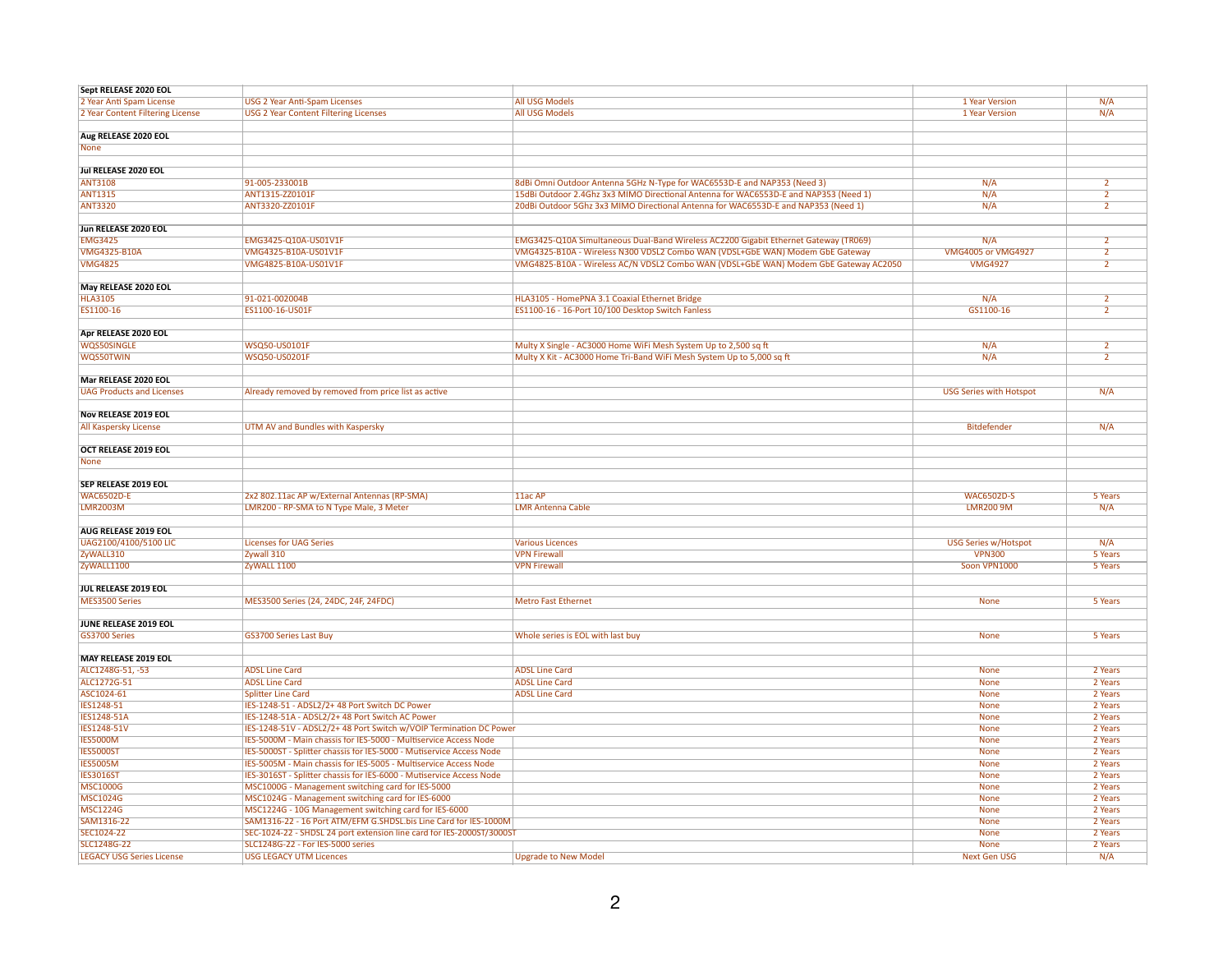| | | | | |
|---|---|---|---|---|
| **Sept RELEASE 2020 EOL** | | | | |
| 2 Year Anti Spam License | USG 2 Year Anti-Spam Licenses | All USG Models | 1 Year Version | N/A |
| 2 Year Content Filtering License | USG 2 Year Content Filtering Licenses | All USG Models | 1 Year Version | N/A |
| | | | | |
| **Aug RELEASE 2020 EOL** | | | | |
| None | | | | |
| | | | | |
| **Jul RELEASE 2020 EOL** | | | | |
| ANT3108 | 91-005-233001B | 8dBi Omni Outdoor Antenna 5GHz N-Type for WAC6553D-E and NAP353 (Need 3) | N/A | 2 |
| ANT1315 | ANT1315-ZZ0101F | 15dBi Outdoor 2.4Ghz 3x3 MIMO Directional Antenna for WAC6553D-E and NAP353 (Need 1) | N/A | 2 |
| ANT3320 | ANT3320-ZZ0101F | 20dBi Outdoor 5Ghz 3x3 MIMO Directional Antenna for WAC6553D-E and NAP353 (Need 1) | N/A | 2 |
| | | | | |
| **Jun RELEASE 2020 EOL** | | | | |
| EMG3425 | EMG3425-Q10A-US01V1F | EMG3425-Q10A Simultaneous Dual-Band Wireless AC2200 Gigabit Ethernet Gateway (TR069) | N/A | 2 |
| VMG4325-B10A | VMG4325-B10A-US01V1F | VMG4325-B10A - Wireless N300 VDSL2 Combo WAN (VDSL+GbE WAN) Modem GbE Gateway | VMG4005 or VMG4927 | 2 |
| VMG4825 | VMG4825-B10A-US01V1F | VMG4825-B10A - Wireless AC/N VDSL2 Combo WAN (VDSL+GbE WAN) Modem GbE Gateway AC2050 | VMG4927 | 2 |
| | | | | |
| **May RELEASE 2020 EOL** | | | | |
| HLA3105 | 91-021-002004B | HLA3105 - HomePNA 3.1 Coaxial Ethernet Bridge | N/A | 2 |
| ES1100-16 | ES1100-16-US01F | ES1100-16 - 16-Port 10/100 Desktop Switch Fanless | GS1100-16 | 2 |
| | | | | |
| **Apr RELEASE 2020 EOL** | | | | |
| WQS50SINGLE | WSQ50-US0101F | Multy X Single - AC3000 Home WiFi Mesh System Up to 2,500 sq ft | N/A | 2 |
| WQS50TWIN | WSQ50-US0201F | Multy X Kit - AC3000 Home Tri-Band WiFi Mesh System Up to 5,000 sq ft | N/A | 2 |
| | | | | |
| **Mar RELEASE 2020 EOL** | | | | |
| UAG Products and Licenses | Already removed by removed from price list as active | | USG Series with Hotspot | N/A |
| | | | | |
| **Nov RELEASE 2019 EOL** | | | | |
| All Kaspersky License | UTM AV and Bundles with Kaspersky | | Bitdefender | N/A |
| | | | | |
| **OCT RELEASE 2019 EOL** | | | | |
| None | | | | |
| | | | | |
| **SEP RELEASE 2019 EOL** | | | | |
| WAC6502D-E | 2x2 802.11ac AP w/External Antennas (RP-SMA) | 11ac AP | WAC6502D-S | 5 Years |
| LMR2003M | LMR200 - RP-SMA to N Type Male, 3 Meter | LMR Antenna Cable | LMR200 9M | N/A |
| | | | | |
| **AUG RELEASE 2019 EOL** | | | | |
| UAG2100/4100/5100 LIC | Licenses for UAG Series | Various Licences | USG Series w/Hotspot | N/A |
| ZyWALL310 | Zywall 310 | VPN Firewall | VPN300 | 5 Years |
| ZyWALL1100 | ZyWALL 1100 | VPN Firewall | Soon VPN1000 | 5 Years |
| | | | | |
| **JUL RELEASE 2019 EOL** | | | | |
| MES3500 Series | MES3500 Series (24, 24DC, 24F, 24FDC) | Metro Fast Ethernet | None | 5 Years |
| | | | | |
| **JUNE RELEASE 2019 EOL** | | | | |
| GS3700 Series | GS3700 Series Last Buy | Whole series is EOL with last buy | None | 5 Years |
| | | | | |
| **MAY RELEASE 2019 EOL** | | | | |
| ALC1248G-51, -53 | ADSL Line Card | ADSL Line Card | None | 2 Years |
| ALC1272G-51 | ADSL Line Card | ADSL Line Card | None | 2 Years |
| ASC1024-61 | Splitter Line Card | ADSL Line Card | None | 2 Years |
| IES1248-51 | IES-1248-51 - ADSL2/2+ 48 Port Switch DC Power | | None | 2 Years |
| IES1248-51A | IES-1248-51A - ADSL2/2+ 48 Port Switch AC Power | | None | 2 Years |
| IES1248-51V | IES-1248-51V - ADSL2/2+ 48 Port Switch w/VOIP Termination DC Power | | None | 2 Years |
| IES5000M | IES-5000M - Main chassis for IES-5000 - Mutiservice Access Node | | None | 2 Years |
| IES5000ST | IES-5000ST - Splitter chassis for IES-5000 - Mutiservice Access Node | | None | 2 Years |
| IES5005M | IES-5005M - Main chassis for IES-5005 - Multiservice Access Node | | None | 2 Years |
| IES3016ST | IES-3016ST - Splitter chassis for IES-6000 - Mutiservice Access Node | | None | 2 Years |
| MSC1000G | MSC1000G - Management switching card for IES-5000 | | None | 2 Years |
| MSC1024G | MSC1024G - Management switching card for IES-6000 | | None | 2 Years |
| MSC1224G | MSC1224G - 10G Management switching card for IES-6000 | | None | 2 Years |
| SAM1316-22 | SAM1316-22 - 16 Port ATM/EFM G.SHDSL.bis Line Card for IES-1000M | | None | 2 Years |
| SEC1024-22 | SEC-1024-22 - SHDSL 24 port extension line card for IES-2000ST/3000ST | | None | 2 Years |
| SLC1248G-22 | SLC1248G-22 - For IES-5000 series | | None | 2 Years |
| LEGACY USG Series License | USG LEGACY UTM Licences | Upgrade to New Model | Next Gen USG | N/A |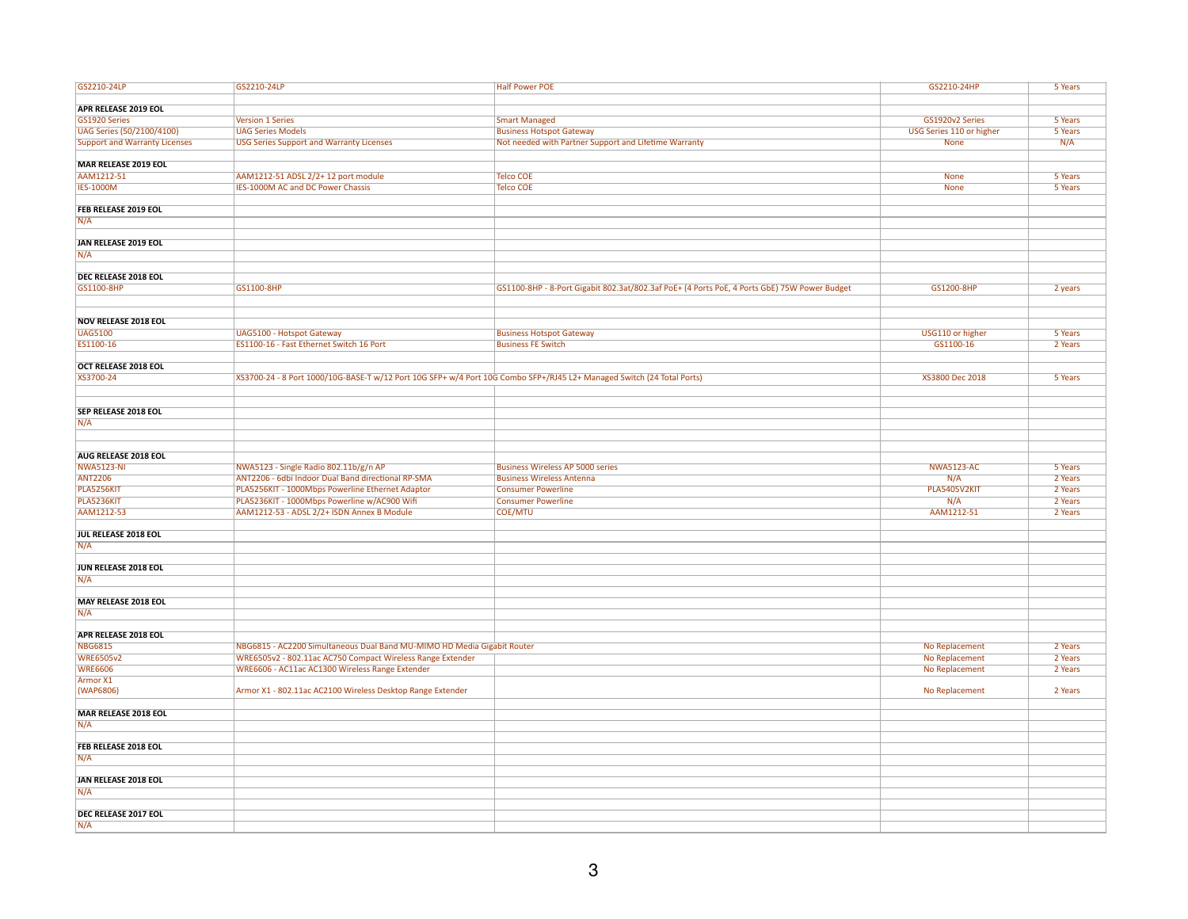| | | | | |
|---|---|---|---|---|
| GS2210-24LP | GS2210-24LP | Half Power POE | GS2210-24HP | 5 Years |
| | | | | |
| **APR RELEASE 2019 EOL** | | | | |
| GS1920 Series | Version 1 Series | Smart Managed | GS1920v2 Series | 5 Years |
| UAG Series (50/2100/4100) | UAG Series Models | Business Hotspot Gateway | USG Series 110 or higher | 5 Years |
| Support and Warranty Licenses | USG Series Support and Warranty Licenses | Not needed with Partner Support and Lifetime Warranty | None | N/A |
| | | | | |
| **MAR RELEASE 2019 EOL** | | | | |
| AAM1212-51 | AAM1212-51 ADSL 2/2+ 12 port module | Telco COE | None | 5 Years |
| IES-1000M | IES-1000M AC and DC Power Chassis | Telco COE | None | 5 Years |
| | | | | |
| **FEB RELEASE 2019 EOL** | | | | |
| N/A | | | | |
| | | | | |
| **JAN RELEASE 2019 EOL** | | | | |
| N/A | | | | |
| | | | | |
| **DEC RELEASE 2018 EOL** | | | | |
| GS1100-8HP | GS1100-8HP | GS1100-8HP - 8-Port Gigabit 802.3at/802.3af PoE+ (4 Ports PoE, 4 Ports GbE) 75W Power Budget | GS1200-8HP | 2 years |
| | | | | |
| | | | | |
| **NOV RELEASE 2018 EOL** | | | | |
| UAG5100 | UAG5100 - Hotspot Gateway | Business Hotspot Gateway | USG110 or higher | 5 Years |
| ES1100-16 | ES1100-16 - Fast Ethernet Switch 16 Port | Business FE Switch | GS1100-16 | 2 Years |
| | | | | |
| **OCT RELEASE 2018 EOL** | | | | |
| XS3700-24 | XS3700-24 - 8 Port 1000/10G-BASE-T w/12 Port 10G SFP+ w/4 Port 10G Combo SFP+/RJ45 L2+ Managed Switch (24 Total Ports) | | XS3800 Dec 2018 | 5 Years |
| | | | | |
| | | | | |
| **SEP RELEASE 2018 EOL** | | | | |
| N/A | | | | |
| | | | | |
| | | | | |
| **AUG RELEASE 2018 EOL** | | | | |
| NWA5123-NI | NWA5123 - Single Radio 802.11b/g/n AP | Business Wireless AP 5000 series | NWA5123-AC | 5 Years |
| ANT2206 | ANT2206 - 6dbi Indoor Dual Band directional RP-SMA | Business Wireless Antenna | N/A | 2 Years |
| PLA5256KIT | PLA5256KIT - 1000Mbps Powerline Ethernet Adaptor | Consumer Powerline | PLA5405V2KIT | 2 Years |
| PLA5236KIT | PLA5236KIT - 1000Mbps Powerline w/AC900 Wifi | Consumer Powerline | N/A | 2 Years |
| AAM1212-53 | AAM1212-53 - ADSL 2/2+ ISDN Annex B Module | COE/MTU | AAM1212-51 | 2 Years |
| | | | | |
| **JUL RELEASE 2018 EOL** | | | | |
| N/A | | | | |
| | | | | |
| **JUN RELEASE 2018 EOL** | | | | |
| N/A | | | | |
| | | | | |
| **MAY RELEASE 2018 EOL** | | | | |
| N/A | | | | |
| | | | | |
| **APR RELEASE 2018 EOL** | | | | |
| NBG6815 | NBG6815 - AC2200 Simultaneous Dual Band MU-MIMO HD Media Gigabit Router | | No Replacement | 2 Years |
| WRE6505v2 | WRE6505v2 - 802.11ac AC750 Compact Wireless Range Extender | | No Replacement | 2 Years |
| WRE6606 | WRE6606 - AC11ac AC1300 Wireless Range Extender | | No Replacement | 2 Years |
| Armor X1 (WAP6806) | Armor X1 - 802.11ac AC2100 Wireless Desktop Range Extender | | No Replacement | 2 Years |
| | | | | |
| **MAR RELEASE 2018 EOL** | | | | |
| N/A | | | | |
| | | | | |
| **FEB RELEASE 2018 EOL** | | | | |
| N/A | | | | |
| | | | | |
| **JAN RELEASE 2018 EOL** | | | | |
| N/A | | | | |
| | | | | |
| **DEC RELEASE 2017 EOL** | | | | |
| N/A | | | | |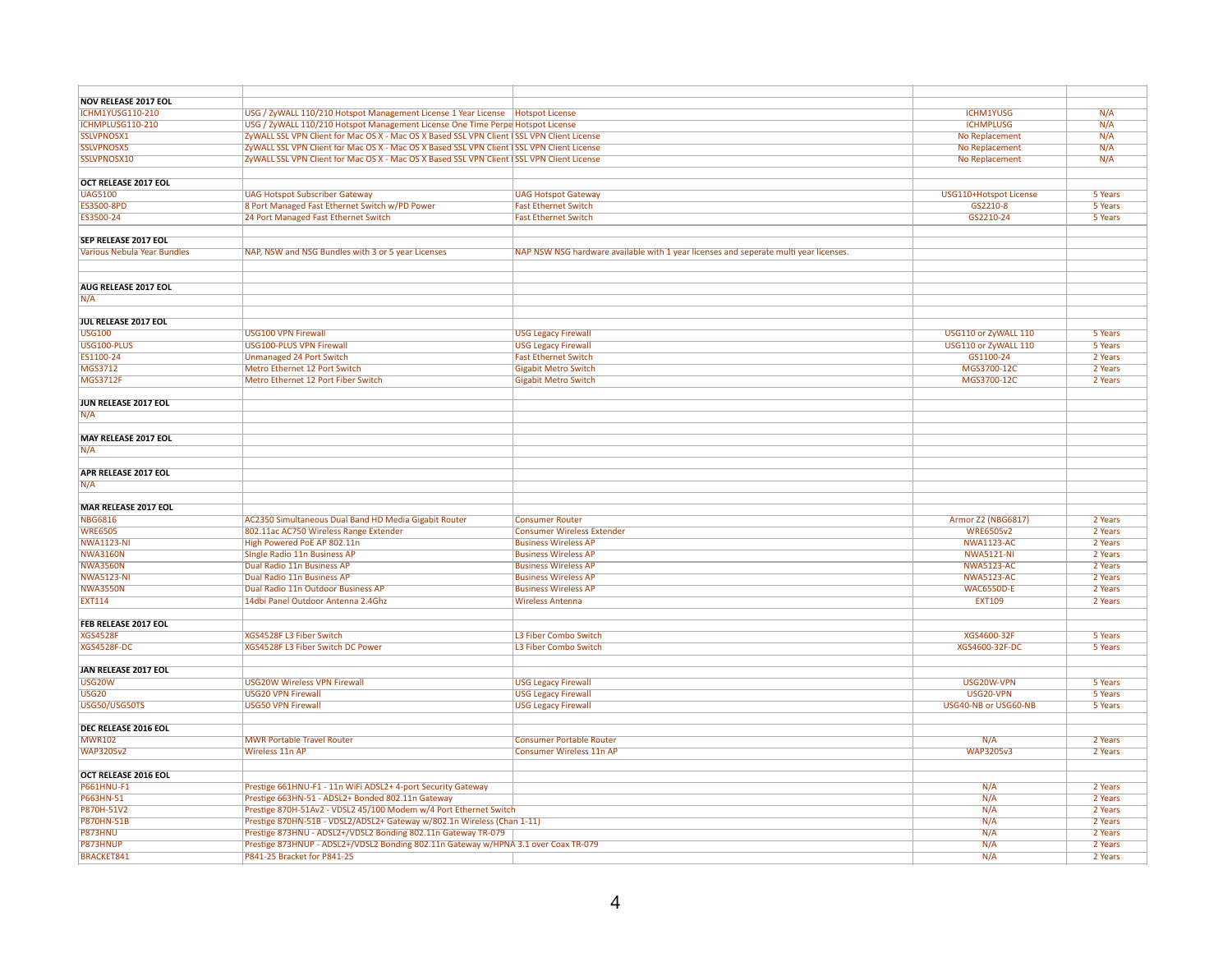| | | | | |
|---|---|---|---|---|
| **NOV RELEASE 2017 EOL** | | | | |
| ICHM1YUSG110-210 | USG / ZyWALL 110/210 Hotspot Management License 1 Year License | Hotspot License | ICHM1YUSG | N/A |
| ICHMPLUSG110-210 | USG / ZyWALL 110/210 Hotspot Management License One Time Perpe | Hotspot License | ICHMPLUSG | N/A |
| SSLVPNOSX1 | ZyWALL SSL VPN Client for Mac OS X - Mac OS X Based SSL VPN Client | SSL VPN Client License | No Replacement | N/A |
| SSLVPNOSX5 | ZyWALL SSL VPN Client for Mac OS X - Mac OS X Based SSL VPN Client | SSL VPN Client License | No Replacement | N/A |
| SSLVPNOSX10 | ZyWALL SSL VPN Client for Mac OS X - Mac OS X Based SSL VPN Client | SSL VPN Client License | No Replacement | N/A |
| | | | | |
| **OCT RELEASE 2017 EOL** | | | | |
| UAG5100 | UAG Hotspot Subscriber Gateway | UAG Hotspot Gateway | USG110+Hotspot License | 5 Years |
| ES3500-8PD | 8 Port Managed Fast Ethernet Switch w/PD Power | Fast Ethernet Switch | GS2210-8 | 5 Years |
| ES3500-24 | 24 Port Managed Fast Ethernet Switch | Fast Ethernet Switch | GS2210-24 | 5 Years |
| | | | | |
| **SEP RELEASE 2017 EOL** | | | | |
| Various Nebula Year Bundles | NAP, NSW and NSG Bundles with 3 or 5 year Licenses | NAP NSW NSG hardware available with 1 year licenses and seperate multi year licenses. | | |
| | | | | |
| | | | | |
| **AUG RELEASE 2017 EOL** | | | | |
| N/A | | | | |
| | | | | |
| **JUL RELEASE 2017 EOL** | | | | |
| USG100 | USG100 VPN Firewall | USG Legacy Firewall | USG110 or ZyWALL 110 | 5 Years |
| USG100-PLUS | USG100-PLUS VPN Firewall | USG Legacy Firewall | USG110 or ZyWALL 110 | 5 Years |
| ES1100-24 | Unmanaged 24 Port Switch | Fast Ethernet Switch | GS1100-24 | 2 Years |
| MGS3712 | Metro Ethernet 12 Port Switch | Gigabit Metro Switch | MGS3700-12C | 2 Years |
| MGS3712F | Metro Ethernet 12 Port Fiber Switch | Gigabit Metro Switch | MGS3700-12C | 2 Years |
| | | | | |
| **JUN RELEASE 2017 EOL** | | | | |
| N/A | | | | |
| | | | | |
| **MAY RELEASE 2017 EOL** | | | | |
| N/A | | | | |
| | | | | |
| **APR RELEASE 2017 EOL** | | | | |
| N/A | | | | |
| | | | | |
| **MAR RELEASE 2017 EOL** | | | | |
| NBG6816 | AC2350 Simultaneous Dual Band HD Media Gigabit Router | Consumer Router | Armor Z2 (NBG6817) | 2 Years |
| WRE6505 | 802.11ac AC750 Wireless Range Extender | Consumer Wireless Extender | WRE6505v2 | 2 Years |
| NWA1123-NI | High Powered PoE AP 802.11n | Business Wireless AP | NWA1123-AC | 2 Years |
| NWA3160N | SIngle Radio 11n Business AP | Business Wireless AP | NWA5121-NI | 2 Years |
| NWA3560N | Dual Radio 11n Business AP | Business Wireless AP | NWA5123-AC | 2 Years |
| NWA5123-NI | Dual Radio 11n Business AP | Business Wireless AP | NWA5123-AC | 2 Years |
| NWA3550N | Dual Radio 11n Outdoor Business AP | Business Wireless AP | WAC6550D-E | 2 Years |
| EXT114 | 14dbi Panel Outdoor Antenna 2.4Ghz | Wireless Antenna | EXT109 | 2 Years |
| | | | | |
| **FEB RELEASE 2017 EOL** | | | | |
| XGS4528F | XGS4528F L3 Fiber Switch | L3 Fiber Combo Switch | XGS4600-32F | 5 Years |
| XGS4528F-DC | XGS4528F L3 Fiber Switch DC Power | L3 Fiber Combo Switch | XGS4600-32F-DC | 5 Years |
| | | | | |
| **JAN RELEASE 2017 EOL** | | | | |
| USG20W | USG20W Wireless VPN Firewall | USG Legacy Firewall | USG20W-VPN | 5 Years |
| USG20 | USG20 VPN Firewall | USG Legacy Firewall | USG20-VPN | 5 Years |
| USG50/USG50TS | USG50 VPN Firewall | USG Legacy Firewall | USG40-NB or USG60-NB | 5 Years |
| | | | | |
| **DEC RELEASE 2016 EOL** | | | | |
| MWR102 | MWR Portable Travel Router | Consumer Portable Router | N/A | 2 Years |
| WAP3205v2 | Wireless 11n AP | Consumer Wireless 11n AP | WAP3205v3 | 2 Years |
| | | | | |
| **OCT RELEASE 2016 EOL** | | | | |
| P661HNU-F1 | Prestige 661HNU-F1 - 11n WiFi ADSL2+ 4-port Security Gateway | | N/A | 2 Years |
| P663HN-51 | Prestige 663HN-51 - ADSL2+ Bonded 802.11n Gateway | | N/A | 2 Years |
| P870H-51V2 | Prestige 870H-51Av2 - VDSL2 45/100 Modem w/4 Port Ethernet Switch | | N/A | 2 Years |
| P870HN-51B | Prestige 870HN-51B - VDSL2/ADSL2+ Gateway w/802.1n Wireless (Chan 1-11) | | N/A | 2 Years |
| P873HNU | Prestige 873HNU - ADSL2+/VDSL2 Bonding 802.11n Gateway TR-079 | | N/A | 2 Years |
| P873HNUP | Prestige 873HNUP - ADSL2+/VDSL2 Bonding 802.11n Gateway w/HPNA 3.1 over Coax TR-079 | | N/A | 2 Years |
| BRACKET841 | P841-25 Bracket for P841-25 | | N/A | 2 Years |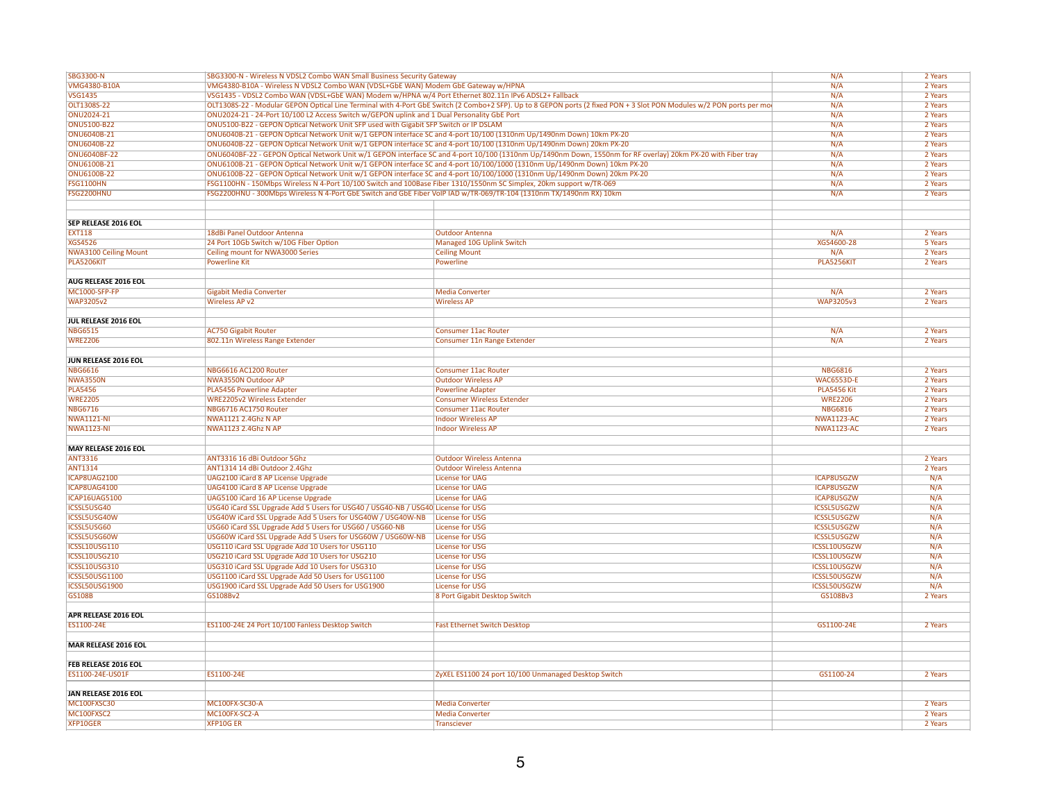| | | | | |
|---|---|---|---|---|
| SBG3300-N | SBG3300-N - Wireless N VDSL2 Combo WAN Small Business Security Gateway | | N/A | 2 Years |
| VMG4380-B10A | VMG4380-B10A - Wireless N VDSL2 Combo WAN (VDSL+GbE WAN) Modem GbE Gateway w/HPNA | | N/A | 2 Years |
| VSG1435 | VSG1435 - VDSL2 Combo WAN (VDSL+GbE WAN) Modem w/HPNA w/4 Port Ethernet 802.11n IPv6 ADSL2+ Fallback | | N/A | 2 Years |
| OLT1308S-22 | OLT1308S-22 - Modular GEPON Optical Line Terminal with 4-Port GbE Switch (2 Combo+2 SFP). Up to 8 GEPON ports (2 fixed PON + 3 Slot PON Modules w/2 PON ports per mo | | N/A | 2 Years |
| ONU2024-21 | ONU2024-21 - 24-Port 10/100 L2 Access Switch w/GEPON uplink and 1 Dual Personality GbE Port | | N/A | 2 Years |
| ONU5100-B22 | ONU5100-B22 - GEPON Optical Network Unit SFP used with Gigabit SFP Switch or IP DSLAM | | N/A | 2 Years |
| ONU6040B-21 | ONU6040B-21 - GEPON Optical Network Unit w/1 GEPON interface SC and 4-port 10/100 (1310nm Up/1490nm Down) 10km PX-20 | | N/A | 2 Years |
| ONU6040B-22 | ONU6040B-22 - GEPON Optical Network Unit w/1 GEPON interface SC and 4-port 10/100 (1310nm Up/1490nm Down) 20km PX-20 | | N/A | 2 Years |
| ONU6040BF-22 | ONU6040BF-22 - GEPON Optical Network Unit w/1 GEPON interface SC and 4-port 10/100 (1310nm Up/1490nm Down, 1550nm for RF overlay) 20km PX-20 with Fiber tray | | N/A | 2 Years |
| ONU6100B-21 | ONU6100B-21 - GEPON Optical Network Unit w/1 GEPON interface SC and 4-port 10/100/1000 (1310nm Up/1490nm Down) 10km PX-20 | | N/A | 2 Years |
| ONU6100B-22 | ONU6100B-22 - GEPON Optical Network Unit w/1 GEPON interface SC and 4-port 10/100/1000 (1310nm Up/1490nm Down) 20km PX-20 | | N/A | 2 Years |
| FSG1100HN | FSG1100HN - 150Mbps Wireless N 4-Port 10/100 Switch and 100Base Fiber 1310/1550nm SC Simplex, 20km support w/TR-069 | | N/A | 2 Years |
| FSG2200HNU | FSG2200HNU - 300Mbps Wireless N 4-Port GbE Switch and GbE Fiber VoIP IAD w/TR-069/TR-104 (1310nm TX/1490nm RX) 10km | | N/A | 2 Years |
| | | | | |
| **SEP RELEASE 2016 EOL** | | | | |
| EXT118 | 18dBi Panel Outdoor Antenna | Outdoor Antenna | N/A | 2 Years |
| XGS4526 | 24 Port 10Gb Switch w/10G Fiber Option | Managed 10G Uplink Switch | XGS4600-28 | 5 Years |
| NWA3100 Ceiling Mount | Ceiling mount for NWA3000 Series | Ceiling Mount | N/A | 2 Years |
| PLA5206KIT | Powerline Kit | Powerline | PLA5256KIT | 2 Years |
| | | | | |
| **AUG RELEASE 2016 EOL** | | | | |
| MC1000-SFP-FP | Gigabit Media Converter | Media Converter | N/A | 2 Years |
| WAP3205v2 | Wireless AP v2 | Wireless AP | WAP3205v3 | 2 Years |
| | | | | |
| **JUL RELEASE 2016 EOL** | | | | |
| NBG6515 | AC750 Gigabit Router | Consumer 11ac Router | N/A | 2 Years |
| WRE2206 | 802.11n Wireless Range Extender | Consumer 11n Range Extender | N/A | 2 Years |
| | | | | |
| **JUN RELEASE 2016 EOL** | | | | |
| NBG6616 | NBG6616 AC1200 Router | Consumer 11ac Router | NBG6816 | 2 Years |
| NWA3550N | NWA3550N Outdoor AP | Outdoor Wireless AP | WAC6553D-E | 2 Years |
| PLA5456 | PLA5456 Powerline Adapter | Powerline Adapter | PLA5456 Kit | 2 Years |
| WRE2205 | WRE2205v2 Wireless Extender | Consumer Wireless Extender | WRE2206 | 2 Years |
| NBG6716 | NBG6716 AC1750 Router | Consumer 11ac Router | NBG6816 | 2 Years |
| NWA1121-NI | NWA1121 2.4Ghz N AP | Indoor Wireless AP | NWA1123-AC | 2 Years |
| NWA1123-NI | NWA1123 2.4Ghz N AP | Indoor Wireless AP | NWA1123-AC | 2 Years |
| | | | | |
| **MAY RELEASE 2016 EOL** | | | | |
| ANT3316 | ANT3316 16 dBi Outdoor 5Ghz | Outdoor Wireless Antenna | | 2 Years |
| ANT1314 | ANT1314 14 dBi Outdoor 2.4Ghz | Outdoor Wireless Antenna | | 2 Years |
| ICAP8UAG2100 | UAG2100 iCard 8 AP License Upgrade | License for UAG | ICAP8USGZW | N/A |
| ICAP8UAG4100 | UAG4100 iCard 8 AP License Upgrade | License for UAG | ICAP8USGZW | N/A |
| ICAP16UAG5100 | UAG5100 iCard 16 AP License Upgrade | License for UAG | ICAP8USGZW | N/A |
| ICSSL5USG40 | USG40 iCard SSL Upgrade Add 5 Users for USG40 / USG40-NB / USG40 | License for USG | ICSSL5USGZW | N/A |
| ICSSL5USG40W | USG40W iCard SSL Upgrade Add 5 Users for USG40W / USG40W-NB | License for USG | ICSSL5USGZW | N/A |
| ICSSL5USG60 | USG60 iCard SSL Upgrade Add 5 Users for USG60 / USG60-NB | License for USG | ICSSL5USGZW | N/A |
| ICSSL5USG60W | USG60W iCard SSL Upgrade Add 5 Users for USG60W / USG60W-NB | License for USG | ICSSL5USGZW | N/A |
| ICSSL10USG110 | USG110 iCard SSL Upgrade Add 10 Users for USG110 | License for USG | ICSSL10USGZW | N/A |
| ICSSL10USG210 | USG210 iCard SSL Upgrade Add 10 Users for USG210 | License for USG | ICSSL10USGZW | N/A |
| ICSSL10USG310 | USG310 iCard SSL Upgrade Add 10 Users for USG310 | License for USG | ICSSL10USGZW | N/A |
| ICSSL50USG1100 | USG1100 iCard SSL Upgrade Add 50 Users for USG1100 | License for USG | ICSSL50USGZW | N/A |
| ICSSL50USG1900 | USG1900 iCard SSL Upgrade Add 50 Users for USG1900 | License for USG | ICSSL50USGZW | N/A |
| GS108B | GS108Bv2 | 8 Port Gigabit Desktop Switch | GS108Bv3 | 2 Years |
| | | | | |
| **APR RELEASE 2016 EOL** | | | | |
| ES1100-24E | ES1100-24E 24 Port 10/100 Fanless Desktop Switch | Fast Ethernet Switch Desktop | GS1100-24E | 2 Years |
| | | | | |
| **MAR RELEASE 2016 EOL** | | | | |
| | | | | |
| **FEB RELEASE 2016 EOL** | | | | |
| ES1100-24E-US01F | ES1100-24E | ZyXEL ES1100 24 port 10/100 Unmanaged Desktop Switch | GS1100-24 | 2 Years |
| | | | | |
| **JAN RELEASE 2016 EOL** | | | | |
| MC100FXSC30 | MC100FX-SC30-A | Media Converter | | 2 Years |
| MC100FXSC2 | MC100FX-SC2-A | Media Converter | | 2 Years |
| XFP10GER | XFP10G ER | Transciever | | 2 Years |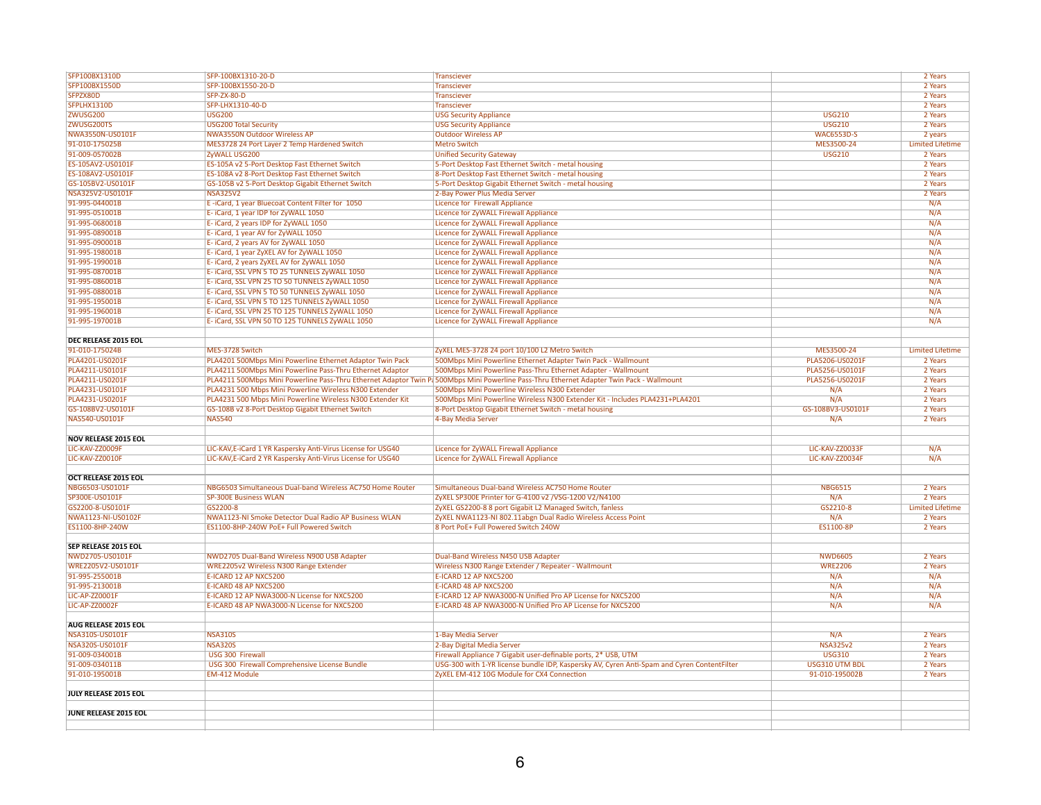| | | | | |
|---|---|---|---|---|
| SFP100BX1310D | SFP-100BX1310-20-D | Transciever | | 2 Years |
| SFP100BX1550D | SFP-100BX1550-20-D | Transciever | | 2 Years |
| SFPZX80D | SFP-ZX-80-D | Transciever | | 2 Years |
| SFPLHX1310D | SFP-LHX1310-40-D | Transciever | | 2 Years |
| ZWUSG200 | USG200 | USG Security Appliance | USG210 | 2 Years |
| ZWUSG200TS | USG200 Total Security | USG Security Appliance | USG210 | 2 Years |
| NWA3550N-US0101F | NWA3550N Outdoor Wireless AP | Outdoor Wireless AP | WAC6553D-S | 2 years |
| 91-010-175025B | MES3728 24 Port Layer 2 Temp Hardened Switch | Metro Switch | MES3500-24 | Limited Lifetime |
| 91-009-057002B | ZyWALL USG200 | Unified Security Gateway | USG210 | 2 Years |
| ES-105AV2-US0101F | ES-105A v2 5-Port Desktop Fast Ethernet Switch | 5-Port Desktop Fast Ethernet Switch - metal housing | | 2 Years |
| ES-108AV2-US0101F | ES-108A v2 8-Port Desktop Fast Ethernet Switch | 8-Port Desktop Fast Ethernet Switch - metal housing | | 2 Years |
| GS-105BV2-US0101F | GS-105B v2 5-Port Desktop Gigabit Ethernet Switch | 5-Port Desktop Gigabit Ethernet Switch - metal housing | | 2 Years |
| NSA325V2-US0101F | NSA325V2 | 2-Bay Power Plus Media Server | | 2 Years |
| 91-995-044001B | E -iCard, 1 year Bluecoat Content Filter for 1050 | Licence for Firewall Appliance | | N/A |
| 91-995-051001B | E- iCard, 1 year IDP for ZyWALL 1050 | Licence for ZyWALL Firewall Appliance | | N/A |
| 91-995-068001B | E- iCard, 2 years IDP for ZyWALL 1050 | Licence for ZyWALL Firewall Appliance | | N/A |
| 91-995-089001B | E- iCard, 1 year AV for ZyWALL 1050 | Licence for ZyWALL Firewall Appliance | | N/A |
| 91-995-090001B | E- iCard, 2 years AV for ZyWALL 1050 | Licence for ZyWALL Firewall Appliance | | N/A |
| 91-995-198001B | E- iCard, 1 year ZyXEL AV for ZyWALL 1050 | Licence for ZyWALL Firewall Appliance | | N/A |
| 91-995-199001B | E- iCard, 2 years ZyXEL AV for ZyWALL 1050 | Licence for ZyWALL Firewall Appliance | | N/A |
| 91-995-087001B | E- iCard, SSL VPN 5 TO 25 TUNNELS ZyWALL 1050 | Licence for ZyWALL Firewall Appliance | | N/A |
| 91-995-086001B | E- iCard, SSL VPN 25 TO 50 TUNNELS ZyWALL 1050 | Licence for ZyWALL Firewall Appliance | | N/A |
| 91-995-088001B | E- iCard, SSL VPN 5 TO 50 TUNNELS ZyWALL 1050 | Licence for ZyWALL Firewall Appliance | | N/A |
| 91-995-195001B | E- iCard, SSL VPN 5 TO 125 TUNNELS ZyWALL 1050 | Licence for ZyWALL Firewall Appliance | | N/A |
| 91-995-196001B | E- iCard, SSL VPN 25 TO 125 TUNNELS ZyWALL 1050 | Licence for ZyWALL Firewall Appliance | | N/A |
| 91-995-197001B | E- iCard, SSL VPN 50 TO 125 TUNNELS ZyWALL 1050 | Licence for ZyWALL Firewall Appliance | | N/A |
| | | | | |
| **DEC RELEASE 2015 EOL** | | | | |
| 91-010-175024B | MES-3728 Switch | ZyXEL MES-3728 24 port 10/100 L2 Metro Switch | MES3500-24 | Limited Lifetime |
| PLA4201-US0201F | PLA4201 500Mbps Mini Powerline Ethernet Adaptor Twin Pack | 500Mbps Mini Powerline Ethernet Adapter Twin Pack - Wallmount | PLA5206-US0201F | 2 Years |
| PLA4211-US0101F | PLA4211 500Mbps Mini Powerline Pass-Thru Ethernet Adaptor | 500Mbps Mini Powerline Pass-Thru Ethernet Adapter - Wallmount | PLA5256-US0101F | 2 Years |
| PLA4211-US0201F | PLA4211 500Mbps Mini Powerline Pass-Thru Ethernet Adaptor Twin Pa | 500Mbps Mini Powerline Pass-Thru Ethernet Adapter Twin Pack - Wallmount | PLA5256-US0201F | 2 Years |
| PLA4231-US0101F | PLA4231 500 Mbps Mini Powerline Wireless N300 Extender | 500Mbps Mini Powerline Wireless N300 Extender | N/A | 2 Years |
| PLA4231-US0201F | PLA4231 500 Mbps Mini Powerline Wireless N300 Extender Kit | 500Mbps Mini Powerline Wireless N300 Extender Kit - Includes PLA4231+PLA4201 | N/A | 2 Years |
| GS-108BV2-US0101F | GS-108B v2 8-Port Desktop Gigabit Ethernet Switch | 8-Port Desktop Gigabit Ethernet Switch - metal housing | GS-108BV3-US0101F | 2 Years |
| NAS540-US0101F | NAS540 | 4-Bay Media Server | N/A | 2 Years |
| | | | | |
| **NOV RELEASE 2015 EOL** | | | | |
| LIC-KAV-ZZ0009F | LIC-KAV,E-iCard 1 YR Kaspersky Anti-Virus License for USG40 | Licence for ZyWALL Firewall Appliance | LIC-KAV-ZZ0033F | N/A |
| LIC-KAV-ZZ0010F | LIC-KAV,E-iCard 2 YR Kaspersky Anti-Virus License for USG40 | Licence for ZyWALL Firewall Appliance | LIC-KAV-ZZ0034F | N/A |
| | | | | |
| **OCT RELEASE 2015 EOL** | | | | |
| NBG6503-US0101F | NBG6503 Simultaneous Dual-band Wireless AC750 Home Router | Simultaneous Dual-band Wireless AC750 Home Router | NBG6515 | 2 Years |
| SP300E-US0101F | SP-300E Business WLAN | ZyXEL SP300E Printer for G-4100 v2 /VSG-1200 V2/N4100 | N/A | 2 Years |
| GS2200-8-US0101F | GS2200-8 | ZyXEL GS2200-8 8 port Gigabit L2 Managed Switch, fanless | GS2210-8 | Limited Lifetime |
| NWA1123-NI-US0102F | NWA1123-NI Smoke Detector Dual Radio AP Business WLAN | ZyXEL NWA1123-NI 802.11abgn Dual Radio Wireless Access Point | N/A | 2 Years |
| ES1100-8HP-240W | ES1100-8HP-240W PoE+ Full Powered Switch | 8 Port PoE+ Full Powered Switch 240W | ES1100-8P | 2 Years |
| | | | | |
| **SEP RELEASE 2015 EOL** | | | | |
| NWD2705-US0101F | NWD2705 Dual-Band Wireless N900 USB Adapter | Dual-Band Wireless N450 USB Adapter | NWD6605 | 2 Years |
| WRE2205V2-US0101F | WRE2205v2 Wireless N300 Range Extender | Wireless N300 Range Extender / Repeater - Wallmount | WRE2206 | 2 Years |
| 91-995-255001B | E-ICARD 12 AP NXC5200 | E-ICARD 12 AP NXC5200 | N/A | N/A |
| 91-995-213001B | E-ICARD 48 AP NXC5200 | E-ICARD 48 AP NXC5200 | N/A | N/A |
| LIC-AP-ZZ0001F | E-ICARD 12 AP NWA3000-N License for NXC5200 | E-ICARD 12 AP NWA3000-N Unified Pro AP License for NXC5200 | N/A | N/A |
| LIC-AP-ZZ0002F | E-ICARD 48 AP NWA3000-N License for NXC5200 | E-ICARD 48 AP NWA3000-N Unified Pro AP License for NXC5200 | N/A | N/A |
| | | | | |
| **AUG RELEASE 2015 EOL** | | | | |
| NSA310S-US0101F | NSA310S | 1-Bay Media Server | N/A | 2 Years |
| NSA320S-US0101F | NSA320S | 2-Bay Digital Media Server | NSA325v2 | 2 Years |
| 91-009-034001B | USG 300 Firewall | Firewall Appliance 7 Gigabit user-definable ports, 2* USB, UTM | USG310 | 2 Years |
| 91-009-034011B | USG 300 Firewall Comprehensive License Bundle | USG-300 with 1-YR license bundle IDP, Kaspersky AV, Cyren Anti-Spam and Cyren ContentFilter | USG310 UTM BDL | 2 Years |
| 91-010-195001B | EM-412 Module | ZyXEL EM-412 10G Module for CX4 Connection | 91-010-195002B | 2 Years |
| | | | | |
| **JULY RELEASE 2015 EOL** | | | | |
| | | | | |
| **JUNE RELEASE 2015 EOL** | | | | |
| | | | | |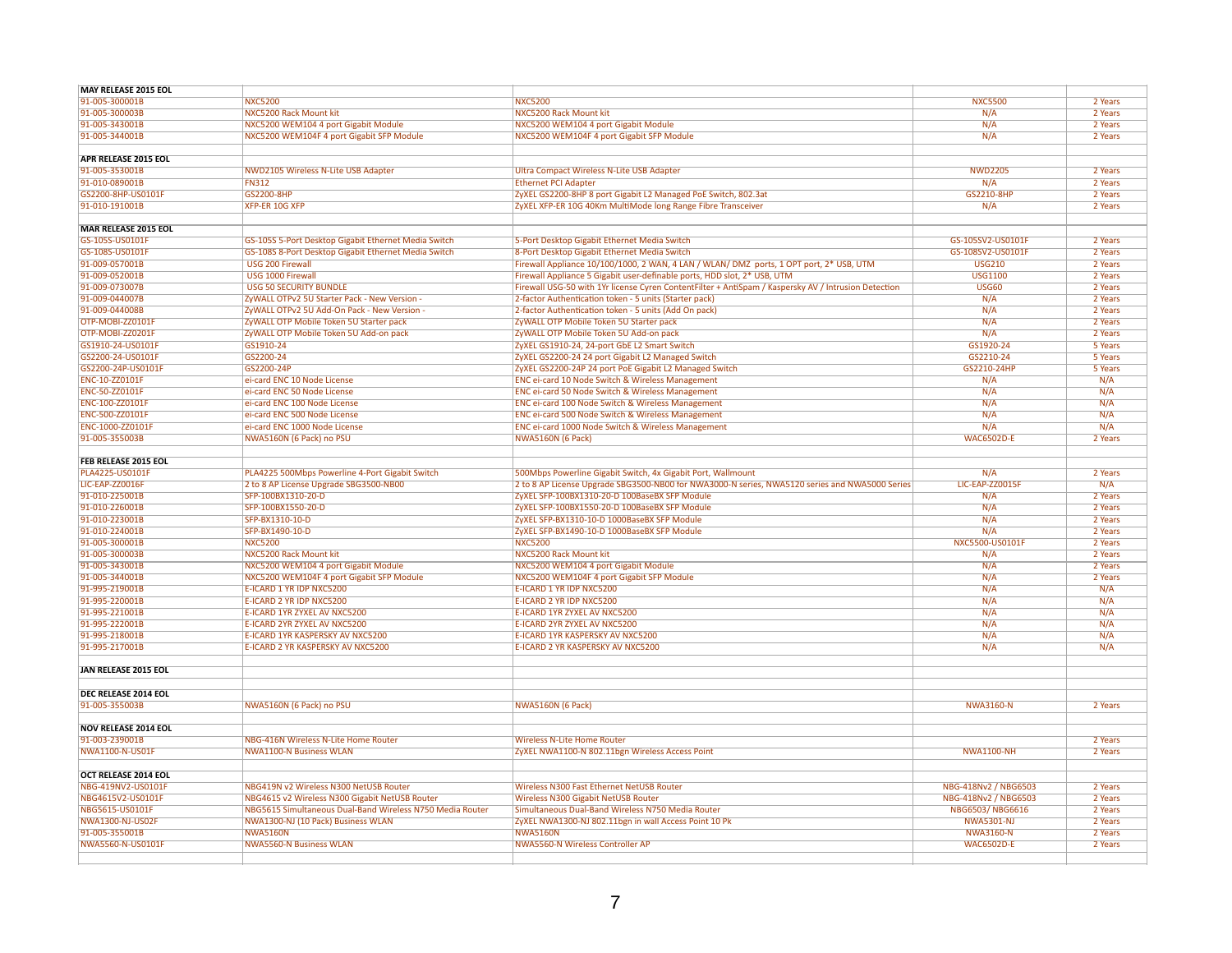| MAY RELEASE 2015 EOL | | | | |
|---|---|---|---|---|
| 91-005-300001B | NXC5200 | NXC5200 | NXC5500 | 2 Years |
| 91-005-300003B | NXC5200 Rack Mount kit | NXC5200 Rack Mount kit | N/A | 2 Years |
| 91-005-343001B | NXC5200 WEM104 4 port Gigabit Module | NXC5200 WEM104 4 port Gigabit Module | N/A | 2 Years |
| 91-005-344001B | NXC5200 WEM104F 4 port Gigabit SFP Module | NXC5200 WEM104F 4 port Gigabit SFP Module | N/A | 2 Years |
| | | | | |
| **APR RELEASE 2015 EOL** | | | | |
| 91-005-353001B | NWD2105 Wireless N-Lite USB Adapter | Ultra Compact Wireless N-Lite USB Adapter | NWD2205 | 2 Years |
| 91-010-089001B | FN312 | Ethernet PCI Adapter | N/A | 2 Years |
| GS2200-8HP-US0101F | GS2200-8HP | ZyXEL GS2200-8HP 8 port Gigabit L2 Managed PoE Switch, 802.3at | GS2210-8HP | 2 Years |
| 91-010-191001B | XFP-ER 10G XFP | ZyXEL XFP-ER 10G 40Km MultiMode long Range Fibre Transceiver | N/A | 2 Years |
| | | | | |
| **MAR RELEASE 2015 EOL** | | | | |
| GS-105S-US0101F | GS-105S 5-Port Desktop Gigabit Ethernet Media Switch | 5-Port Desktop Gigabit Ethernet Media Switch | GS-105SV2-US0101F | 2 Years |
| GS-108S-US0101F | GS-108S 8-Port Desktop Gigabit Ethernet Media Switch | 8-Port Desktop Gigabit Ethernet Media Switch | GS-108SV2-US0101F | 2 Years |
| 91-009-057001B | USG 200 Firewall | Firewall Appliance 10/100/1000, 2 WAN, 4 LAN / WLAN/ DMZ ports, 1 OPT port, 2* USB, UTM | USG210 | 2 Years |
| 91-009-052001B | USG 1000 Firewall | Firewall Appliance 5 Gigabit user-definable ports, HDD slot, 2* USB, UTM | USG1100 | 2 Years |
| 91-009-073007B | USG 50 SECURITY BUNDLE | Firewall USG-50 with 1Yr license Cyren ContentFilter + AntiSpam / Kaspersky AV / Intrusion Detection | USG60 | 2 Years |
| 91-009-044007B | ZyWALL OTPv2 5U Starter Pack - New Version - | 2-factor Authentication token - 5 units (Starter pack) | N/A | 2 Years |
| 91-009-044008B | ZyWALL OTPv2 5U Add-On Pack - New Version - | 2-factor Authentication token - 5 units (Add On pack) | N/A | 2 Years |
| OTP-MOBI-ZZ0101F | ZyWALL OTP Mobile Token 5U Starter pack | ZyWALL OTP Mobile Token 5U Starter pack | N/A | 2 Years |
| OTP-MOBI-ZZ0201F | ZyWALL OTP Mobile Token 5U Add-on pack | ZyWALL OTP Mobile Token 5U Add-on pack | N/A | 2 Years |
| GS1910-24-US0101F | GS1910-24 | ZyXEL GS1910-24, 24-port GbE L2 Smart Switch | GS1920-24 | 5 Years |
| GS2200-24-US0101F | GS2200-24 | ZyXEL GS2200-24 24 port Gigabit L2 Managed Switch | GS2210-24 | 5 Years |
| GS2200-24P-US0101F | GS2200-24P | ZyXEL GS2200-24P 24 port PoE Gigabit L2 Managed Switch | GS2210-24HP | 5 Years |
| ENC-10-ZZ0101F | ei-card ENC 10 Node License | ENC ei-card 10 Node Switch & Wireless Management | N/A | N/A |
| ENC-50-ZZ0101F | ei-card ENC 50 Node License | ENC ei-card 50 Node Switch & Wireless Management | N/A | N/A |
| ENC-100-ZZ0101F | ei-card ENC 100 Node License | ENC ei-card 100 Node Switch & Wireless Management | N/A | N/A |
| ENC-500-ZZ0101F | ei-card ENC 500 Node License | ENC ei-card 500 Node Switch & Wireless Management | N/A | N/A |
| ENC-1000-ZZ0101F | ei-card ENC 1000 Node License | ENC ei-card 1000 Node Switch & Wireless Management | N/A | N/A |
| 91-005-355003B | NWA5160N (6 Pack) no PSU | NWA5160N (6 Pack) | WAC6502D-E | 2 Years |
| | | | | |
| **FEB RELEASE 2015 EOL** | | | | |
| PLA4225-US0101F | PLA4225 500Mbps Powerline 4-Port Gigabit Switch | 500Mbps Powerline Gigabit Switch, 4x Gigabit Port, Wallmount | N/A | 2 Years |
| LIC-EAP-ZZ0016F | 2 to 8 AP License Upgrade SBG3500-NB00 | 2 to 8 AP License Upgrade SBG3500-NB00 for NWA3000-N series, NWA5120 series and NWA5000 Series | LIC-EAP-ZZ0015F | N/A |
| 91-010-225001B | SFP-100BX1310-20-D | ZyXEL SFP-100BX1310-20-D 100BaseBX SFP Module | N/A | 2 Years |
| 91-010-226001B | SFP-100BX1550-20-D | ZyXEL SFP-100BX1550-20-D 100BaseBX SFP Module | N/A | 2 Years |
| 91-010-223001B | SFP-BX1310-10-D | ZyXEL SFP-BX1310-10-D 1000BaseBX SFP Module | N/A | 2 Years |
| 91-010-224001B | SFP-BX1490-10-D | ZyXEL SFP-BX1490-10-D 1000BaseBX SFP Module | N/A | 2 Years |
| 91-005-300001B | NXC5200 | NXC5200 | NXC5500-US0101F | 2 Years |
| 91-005-300003B | NXC5200 Rack Mount kit | NXC5200 Rack Mount kit | N/A | 2 Years |
| 91-005-343001B | NXC5200 WEM104 4 port Gigabit Module | NXC5200 WEM104 4 port Gigabit Module | N/A | 2 Years |
| 91-005-344001B | NXC5200 WEM104F 4 port Gigabit SFP Module | NXC5200 WEM104F 4 port Gigabit SFP Module | N/A | 2 Years |
| 91-995-219001B | E-ICARD 1 YR IDP NXC5200 | E-ICARD 1 YR IDP NXC5200 | N/A | N/A |
| 91-995-220001B | E-ICARD 2 YR IDP NXC5200 | E-ICARD 2 YR IDP NXC5200 | N/A | N/A |
| 91-995-221001B | E-ICARD 1YR ZYXEL AV NXC5200 | E-ICARD 1YR ZYXEL AV NXC5200 | N/A | N/A |
| 91-995-222001B | E-ICARD 2YR ZYXEL AV NXC5200 | E-ICARD 2YR ZYXEL AV NXC5200 | N/A | N/A |
| 91-995-218001B | E-ICARD 1YR KASPERSKY AV NXC5200 | E-ICARD 1YR KASPERSKY AV NXC5200 | N/A | N/A |
| 91-995-217001B | E-ICARD 2 YR KASPERSKY AV NXC5200 | E-ICARD 2 YR KASPERSKY AV NXC5200 | N/A | N/A |
| | | | | |
| **JAN RELEASE 2015 EOL** | | | | |
| | | | | |
| **DEC RELEASE 2014 EOL** | | | | |
| 91-005-355003B | NWA5160N (6 Pack) no PSU | NWA5160N (6 Pack) | NWA3160-N | 2 Years |
| | | | | |
| **NOV RELEASE 2014 EOL** | | | | |
| 91-003-239001B | NBG-416N Wireless N-Lite Home Router | Wireless N-Lite Home Router | | 2 Years |
| NWA1100-N-US01F | NWA1100-N Business WLAN | ZyXEL NWA1100-N 802.11bgn Wireless Access Point | NWA1100-NH | 2 Years |
| | | | | |
| **OCT RELEASE 2014 EOL** | | | | |
| NBG-419NV2-US0101F | NBG419N v2 Wireless N300 NetUSB Router | Wireless N300 Fast Ethernet NetUSB Router | NBG-418Nv2 / NBG6503 | 2 Years |
| NBG4615V2-US0101F | NBG4615 v2 Wireless N300 Gigabit NetUSB Router | Wireless N300 Gigabit NetUSB Router | NBG-418Nv2 / NBG6503 | 2 Years |
| NBG5615-US0101F | NBG5615 Simultaneous Dual-Band Wireless N750 Media Router | Simultaneous Dual-Band Wireless N750 Media Router | NBG6503/ NBG6616 | 2 Years |
| NWA1300-NJ-US02F | NWA1300-NJ (10 Pack) Business WLAN | ZyXEL NWA1300-NJ 802.11bgn in wall Access Point 10 Pk | NWA5301-NJ | 2 Years |
| 91-005-355001B | NWA5160N | NWA5160N | NWA3160-N | 2 Years |
| NWA5560-N-US0101F | NWA5560-N Business WLAN | NWA5560-N Wireless Controller AP | WAC6502D-E | 2 Years |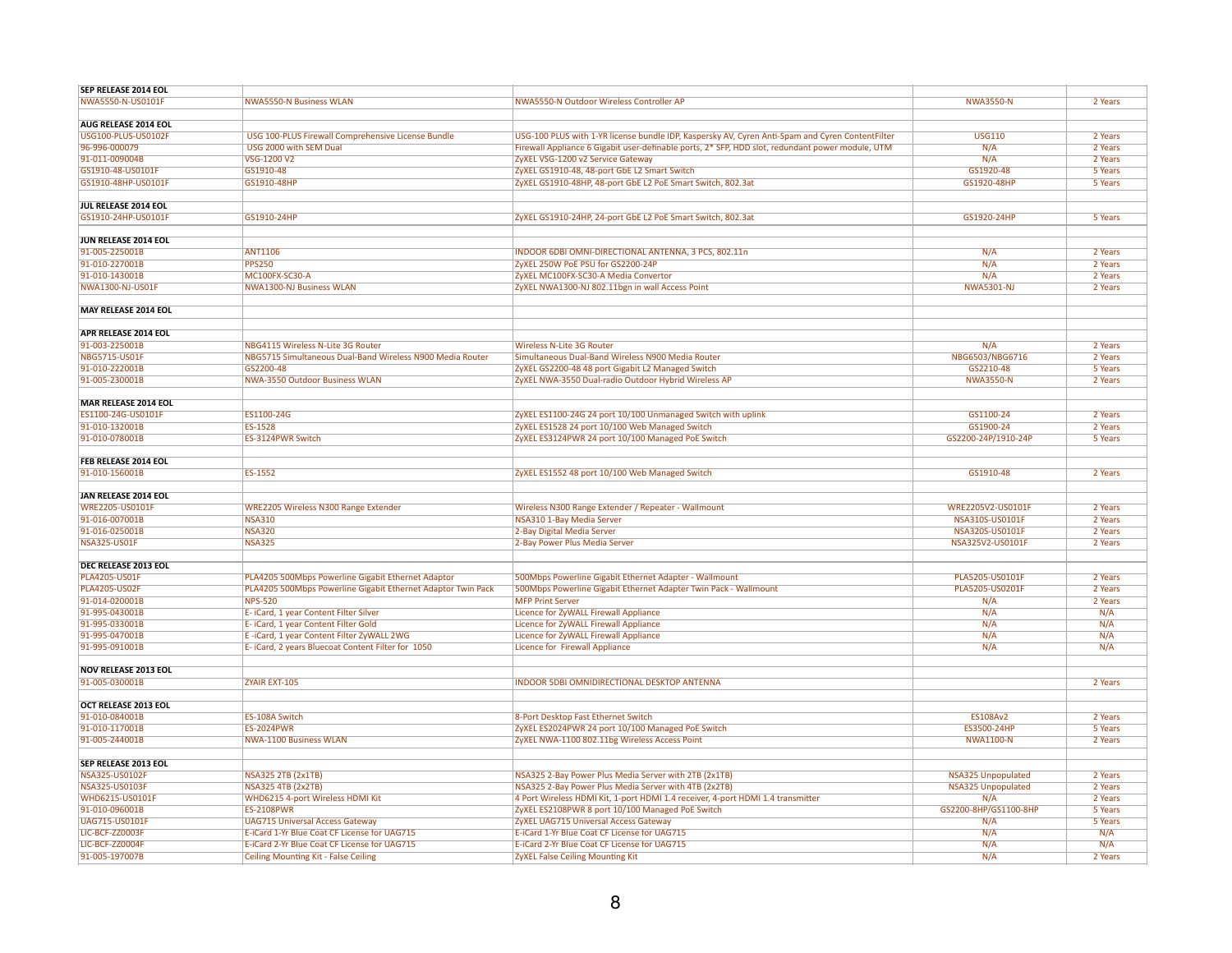| | | | | |
|---|---|---|---|---|
| **SEP RELEASE 2014 EOL** | | | | |
| NWA5550-N-US0101F | NWA5550-N Business WLAN | NWA5550-N Outdoor Wireless Controller AP | NWA3550-N | 2 Years |
| | | | | |
| **AUG RELEASE 2014 EOL** | | | | |
| USG100-PLUS-US0102F | USG 100-PLUS Firewall Comprehensive License Bundle | USG-100 PLUS with 1-YR license bundle IDP, Kaspersky AV, Cyren Anti-Spam and Cyren ContentFilter | USG110 | 2 Years |
| 96-996-000079 | USG 2000 with SEM Dual | Firewall Appliance 6 Gigabit user-definable ports, 2* SFP, HDD slot, redundant power module, UTM | N/A | 2 Years |
| 91-011-009004B | VSG-1200 V2 | ZyXEL VSG-1200 v2 Service Gateway | N/A | 2 Years |
| GS1910-48-US0101F | GS1910-48 | ZyXEL GS1910-48, 48-port GbE L2 Smart Switch | GS1920-48 | 5 Years |
| GS1910-48HP-US0101F | GS1910-48HP | ZyXEL GS1910-48HP, 48-port GbE L2 PoE Smart Switch, 802.3at | GS1920-48HP | 5 Years |
| | | | | |
| **JUL RELEASE 2014 EOL** | | | | |
| GS1910-24HP-US0101F | GS1910-24HP | ZyXEL GS1910-24HP, 24-port GbE L2 PoE Smart Switch, 802.3at | GS1920-24HP | 5 Years |
| | | | | |
| **JUN RELEASE 2014 EOL** | | | | |
| 91-005-225001B | ANT1106 | INDOOR 6DBI OMNI-DIRECTIONAL ANTENNA, 3 PCS, 802.11n | N/A | 2 Years |
| 91-010-227001B | PPS250 | ZyXEL 250W PoE PSU for GS2200-24P | N/A | 2 Years |
| 91-010-143001B | MC100FX-SC30-A | ZyXEL MC100FX-SC30-A Media Convertor | N/A | 2 Years |
| NWA1300-NJ-US01F | NWA1300-NJ Business WLAN | ZyXEL NWA1300-NJ 802.11bgn in wall Access Point | NWA5301-NJ | 2 Years |
| | | | | |
| **MAY RELEASE 2014 EOL** | | | | |
| | | | | |
| **APR RELEASE 2014 EOL** | | | | |
| 91-003-225001B | NBG4115 Wireless N-Lite 3G Router | Wireless N-Lite 3G Router | N/A | 2 Years |
| NBG5715-US01F | NBG5715 Simultaneous Dual-Band Wireless N900 Media Router | Simultaneous Dual-Band Wireless N900 Media Router | NBG6503/NBG6716 | 2 Years |
| 91-010-222001B | GS2200-48 | ZyXEL GS2200-48 48 port Gigabit L2 Managed Switch | GS2210-48 | 5 Years |
| 91-005-230001B | NWA-3550 Outdoor Business WLAN | ZyXEL NWA-3550 Dual-radio Outdoor Hybrid Wireless AP | NWA3550-N | 2 Years |
| | | | | |
| **MAR RELEASE 2014 EOL** | | | | |
| ES1100-24G-US0101F | ES1100-24G | ZyXEL ES1100-24G 24 port 10/100 Unmanaged Switch with uplink | GS1100-24 | 2 Years |
| 91-010-132001B | ES-1528 | ZyXEL ES1528 24 port 10/100 Web Managed Switch | GS1900-24 | 2 Years |
| 91-010-078001B | ES-3124PWR Switch | ZyXEL ES3124PWR 24 port 10/100 Managed PoE Switch | GS2200-24P/1910-24P | 5 Years |
| | | | | |
| **FEB RELEASE 2014 EOL** | | | | |
| 91-010-156001B | ES-1552 | ZyXEL ES1552 48 port 10/100 Web Managed Switch | GS1910-48 | 2 Years |
| | | | | |
| **JAN RELEASE 2014 EOL** | | | | |
| WRE2205-US0101F | WRE2205 Wireless N300 Range Extender | Wireless N300 Range Extender / Repeater - Wallmount | WRE2205V2-US0101F | 2 Years |
| 91-016-007001B | NSA310 | NSA310 1-Bay Media Server | NSA310S-US0101F | 2 Years |
| 91-016-025001B | NSA320 | 2-Bay Digital Media Server | NSA320S-US0101F | 2 Years |
| NSA325-US01F | NSA325 | 2-Bay Power Plus Media Server | NSA325V2-US0101F | 2 Years |
| | | | | |
| **DEC RELEASE 2013 EOL** | | | | |
| PLA4205-US01F | PLA4205 500Mbps Powerline Gigabit Ethernet Adaptor | 500Mbps Powerline Gigabit Ethernet Adapter - Wallmount | PLA5205-US0101F | 2 Years |
| PLA4205-US02F | PLA4205 500Mbps Powerline Gigabit Ethernet Adaptor Twin Pack | 500Mbps Powerline Gigabit Ethernet Adapter Twin Pack - Wallmount | PLA5205-US0201F | 2 Years |
| 91-014-020001B | NPS-520 | MFP Print Server | N/A | 2 Years |
| 91-995-043001B | E- iCard, 1 year Content Filter Silver | Licence for ZyWALL Firewall Appliance | N/A | N/A |
| 91-995-033001B | E- iCard, 1 year Content Filter Gold | Licence for ZyWALL Firewall Appliance | N/A | N/A |
| 91-995-047001B | E -iCard, 1 year Content Filter ZyWALL 2WG | Licence for ZyWALL Firewall Appliance | N/A | N/A |
| 91-995-091001B | E- iCard, 2 years Bluecoat Content Filter for 1050 | Licence for Firewall Appliance | N/A | N/A |
| | | | | |
| **NOV RELEASE 2013 EOL** | | | | |
| 91-005-030001B | ZYAIR EXT-105 | INDOOR 5DBI OMNIDIRECTIONAL DESKTOP ANTENNA | | 2 Years |
| | | | | |
| **OCT RELEASE 2013 EOL** | | | | |
| 91-010-084001B | ES-108A Switch | 8-Port Desktop Fast Ethernet Switch | ES108Av2 | 2 Years |
| 91-010-117001B | ES-2024PWR | ZyXEL ES2024PWR 24 port 10/100 Managed PoE Switch | ES3500-24HP | 5 Years |
| 91-005-244001B | NWA-1100 Business WLAN | ZyXEL NWA-1100 802.11bg Wireless Access Point | NWA1100-N | 2 Years |
| | | | | |
| **SEP RELEASE 2013 EOL** | | | | |
| NSA325-US0102F | NSA325 2TB (2x1TB) | NSA325 2-Bay Power Plus Media Server with 2TB (2x1TB) | NSA325 Unpopulated | 2 Years |
| NSA325-US0103F | NSA325 4TB (2x2TB) | NSA325 2-Bay Power Plus Media Server with 4TB (2x2TB) | NSA325 Unpopulated | 2 Years |
| WHD6215-US0101F | WHD6215 4-port Wireless HDMI Kit | 4 Port Wireless HDMI Kit, 1-port HDMI 1.4 receiver, 4-port HDMI 1.4 transmitter | N/A | 2 Years |
| 91-010-096001B | ES-2108PWR | ZyXEL ES2108PWR 8 port 10/100 Managed PoE Switch | GS2200-8HP/GS1100-8HP | 5 Years |
| UAG715-US0101F | UAG715 Universal Access Gateway | ZyXEL UAG715 Universal Access Gateway | N/A | 5 Years |
| LIC-BCF-ZZ0003F | E-iCard 1-Yr Blue Coat CF License for UAG715 | E-iCard 1-Yr Blue Coat CF License for UAG715 | N/A | N/A |
| LIC-BCF-ZZ0004F | E-iCard 2-Yr Blue Coat CF License for UAG715 | E-iCard 2-Yr Blue Coat CF License for UAG715 | N/A | N/A |
| 91-005-197007B | Ceiling Mounting Kit - False Ceiling | ZyXEL False Ceiling Mounting Kit | N/A | 2 Years |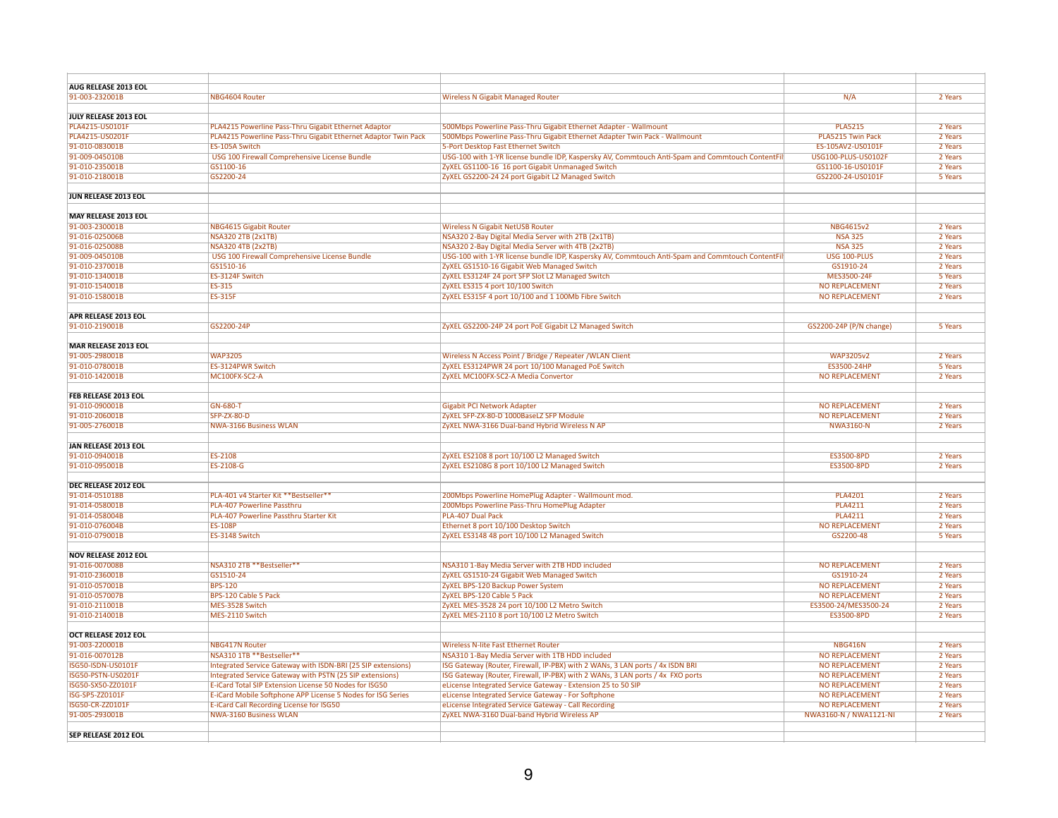| | | | | |
|---|---|---|---|---|
| **AUG RELEASE 2013 EOL** | | | | |
| 91-003-232001B | NBG4604 Router | Wireless N Gigabit Managed Router | N/A | 2 Years |
| | | | | |
| **JULY RELEASE 2013 EOL** | | | | |
| PLA4215-US0101F | PLA4215 Powerline Pass-Thru Gigabit Ethernet Adaptor | 500Mbps Powerline Pass-Thru Gigabit Ethernet Adapter - Wallmount | PLA5215 | 2 Years |
| PLA4215-US0201F | PLA4215 Powerline Pass-Thru Gigabit Ethernet Adaptor Twin Pack | 500Mbps Powerline Pass-Thru Gigabit Ethernet Adapter Twin Pack - Wallmount | PLA5215 Twin Pack | 2 Years |
| 91-010-083001B | ES-105A Switch | 5-Port Desktop Fast Ethernet Switch | ES-105AV2-US0101F | 2 Years |
| 91-009-045010B | USG 100 Firewall Comprehensive License Bundle | USG-100 with 1-YR license bundle IDP, Kaspersky AV, Commtouch Anti-Spam and Commtouch ContentFil | USG100-PLUS-US0102F | 2 Years |
| 91-010-235001B | GS1100-16 | ZyXEL GS1100-16 16 port Gigabit Unmanaged Switch | GS1100-16-US0101F | 2 Years |
| 91-010-218001B | GS2200-24 | ZyXEL GS2200-24 24 port Gigabit L2 Managed Switch | GS2200-24-US0101F | 5 Years |
| | | | | |
| **JUN RELEASE 2013 EOL** | | | | |
| | | | | |
| **MAY RELEASE 2013 EOL** | | | | |
| 91-003-230001B | NBG4615 Gigabit Router | Wireless N Gigabit NetUSB Router | NBG4615v2 | 2 Years |
| 91-016-025006B | NSA320 2TB (2x1TB) | NSA320 2-Bay Digital Media Server with 2TB (2x1TB) | NSA 325 | 2 Years |
| 91-016-025008B | NSA320 4TB (2x2TB) | NSA320 2-Bay Digital Media Server with 4TB (2x2TB) | NSA 325 | 2 Years |
| 91-009-045010B | USG 100 Firewall Comprehensive License Bundle | USG-100 with 1-YR license bundle IDP, Kaspersky AV, Commtouch Anti-Spam and Commtouch ContentFil | USG 100-PLUS | 2 Years |
| 91-010-237001B | GS1510-16 | ZyXEL GS1510-16 Gigabit Web Managed Switch | GS1910-24 | 2 Years |
| 91-010-134001B | ES-3124F Switch | ZyXEL ES3124F 24 port SFP Slot L2 Managed Switch | MES3500-24F | 5 Years |
| 91-010-154001B | ES-315 | ZyXEL ES315 4 port 10/100 Switch | NO REPLACEMENT | 2 Years |
| 91-010-158001B | ES-315F | ZyXEL ES315F 4 port 10/100 and 1 100Mb Fibre Switch | NO REPLACEMENT | 2 Years |
| | | | | |
| **APR RELEASE 2013 EOL** | | | | |
| 91-010-219001B | GS2200-24P | ZyXEL GS2200-24P 24 port PoE Gigabit L2 Managed Switch | GS2200-24P (P/N change) | 5 Years |
| | | | | |
| **MAR RELEASE 2013 EOL** | | | | |
| 91-005-298001B | WAP3205 | Wireless N Access Point / Bridge / Repeater /WLAN Client | WAP3205v2 | 2 Years |
| 91-010-078001B | ES-3124PWR Switch | ZyXEL ES3124PWR 24 port 10/100 Managed PoE Switch | ES3500-24HP | 5 Years |
| 91-010-142001B | MC100FX-SC2-A | ZyXEL MC100FX-SC2-A Media Convertor | NO REPLACEMENT | 2 Years |
| | | | | |
| **FEB RELEASE 2013 EOL** | | | | |
| 91-010-090001B | GN-680-T | Gigabit PCI Network Adapter | NO REPLACEMENT | 2 Years |
| 91-010-206001B | SFP-ZX-80-D | ZyXEL SFP-ZX-80-D 1000BaseLZ SFP Module | NO REPLACEMENT | 2 Years |
| 91-005-276001B | NWA-3166 Business WLAN | ZyXEL NWA-3166 Dual-band Hybrid Wireless N AP | NWA3160-N | 2 Years |
| | | | | |
| **JAN RELEASE 2013 EOL** | | | | |
| 91-010-094001B | ES-2108 | ZyXEL ES2108 8 port 10/100 L2 Managed Switch | ES3500-8PD | 2 Years |
| 91-010-095001B | ES-2108-G | ZyXEL ES2108G 8 port 10/100 L2 Managed Switch | ES3500-8PD | 2 Years |
| | | | | |
| **DEC RELEASE 2012 EOL** | | | | |
| 91-014-051018B | PLA-401 v4 Starter Kit **Bestseller** | 200Mbps Powerline HomePlug Adapter - Wallmount mod. | PLA4201 | 2 Years |
| 91-014-058001B | PLA-407 Powerline Passthru | 200Mbps Powerline Pass-Thru HomePlug Adapter | PLA4211 | 2 Years |
| 91-014-058004B | PLA-407 Powerline Passthru Starter Kit | PLA-407 Dual Pack | PLA4211 | 2 Years |
| 91-010-076004B | ES-108P | Ethernet 8 port 10/100 Desktop Switch | NO REPLACEMENT | 2 Years |
| 91-010-079001B | ES-3148 Switch | ZyXEL ES3148 48 port 10/100 L2 Managed Switch | GS2200-48 | 5 Years |
| | | | | |
| **NOV RELEASE 2012 EOL** | | | | |
| 91-016-007008B | NSA310 2TB **Bestseller** | NSA310 1-Bay Media Server with 2TB HDD included | NO REPLACEMENT | 2 Years |
| 91-010-236001B | GS1510-24 | ZyXEL GS1510-24 Gigabit Web Managed Switch | GS1910-24 | 2 Years |
| 91-010-057001B | BPS-120 | ZyXEL BPS-120 Backup Power System | NO REPLACEMENT | 2 Years |
| 91-010-057007B | BPS-120 Cable 5 Pack | ZyXEL BPS-120 Cable 5 Pack | NO REPLACEMENT | 2 Years |
| 91-010-211001B | MES-3528 Switch | ZyXEL MES-3528 24 port 10/100 L2 Metro Switch | ES3500-24/MES3500-24 | 2 Years |
| 91-010-214001B | MES-2110 Switch | ZyXEL MES-2110 8 port 10/100 L2 Metro Switch | ES3500-8PD | 2 Years |
| | | | | |
| **OCT RELEASE 2012 EOL** | | | | |
| 91-003-220001B | NBG417N Router | Wireless N-lite Fast Ethernet Router | NBG416N | 2 Years |
| 91-016-007012B | NSA310 1TB **Bestseller** | NSA310 1-Bay Media Server with 1TB HDD included | NO REPLACEMENT | 2 Years |
| ISG50-ISDN-US0101F | Integrated Service Gateway with ISDN-BRI (25 SIP extensions) | ISG Gateway (Router, Firewall, IP-PBX) with 2 WANs, 3 LAN ports / 4x ISDN BRI | NO REPLACEMENT | 2 Years |
| ISG50-PSTN-US0201F | Integrated Service Gateway with PSTN (25 SIP extensions) | ISG Gateway (Router, Firewall, IP-PBX) with 2 WANs, 3 LAN ports / 4x FXO ports | NO REPLACEMENT | 2 Years |
| ISG50-SX50-ZZ0101F | E-iCard Total SIP Extension License 50 Nodes for ISG50 | eLicense Integrated Service Gateway - Extension 25 to 50 SIP | NO REPLACEMENT | 2 Years |
| ISG-SP5-ZZ0101F | E-iCard Mobile Softphone APP License 5 Nodes for ISG Series | eLicense Integrated Service Gateway - For Softphone | NO REPLACEMENT | 2 Years |
| ISG50-CR-ZZ0101F | E-iCard Call Recording License for ISG50 | eLicense Integrated Service Gateway - Call Recording | NO REPLACEMENT | 2 Years |
| 91-005-293001B | NWA-3160 Business WLAN | ZyXEL NWA-3160 Dual-band Hybrid Wireless AP | NWA3160-N / NWA1121-NI | 2 Years |
| | | | | |
| **SEP RELEASE 2012 EOL** | | | | |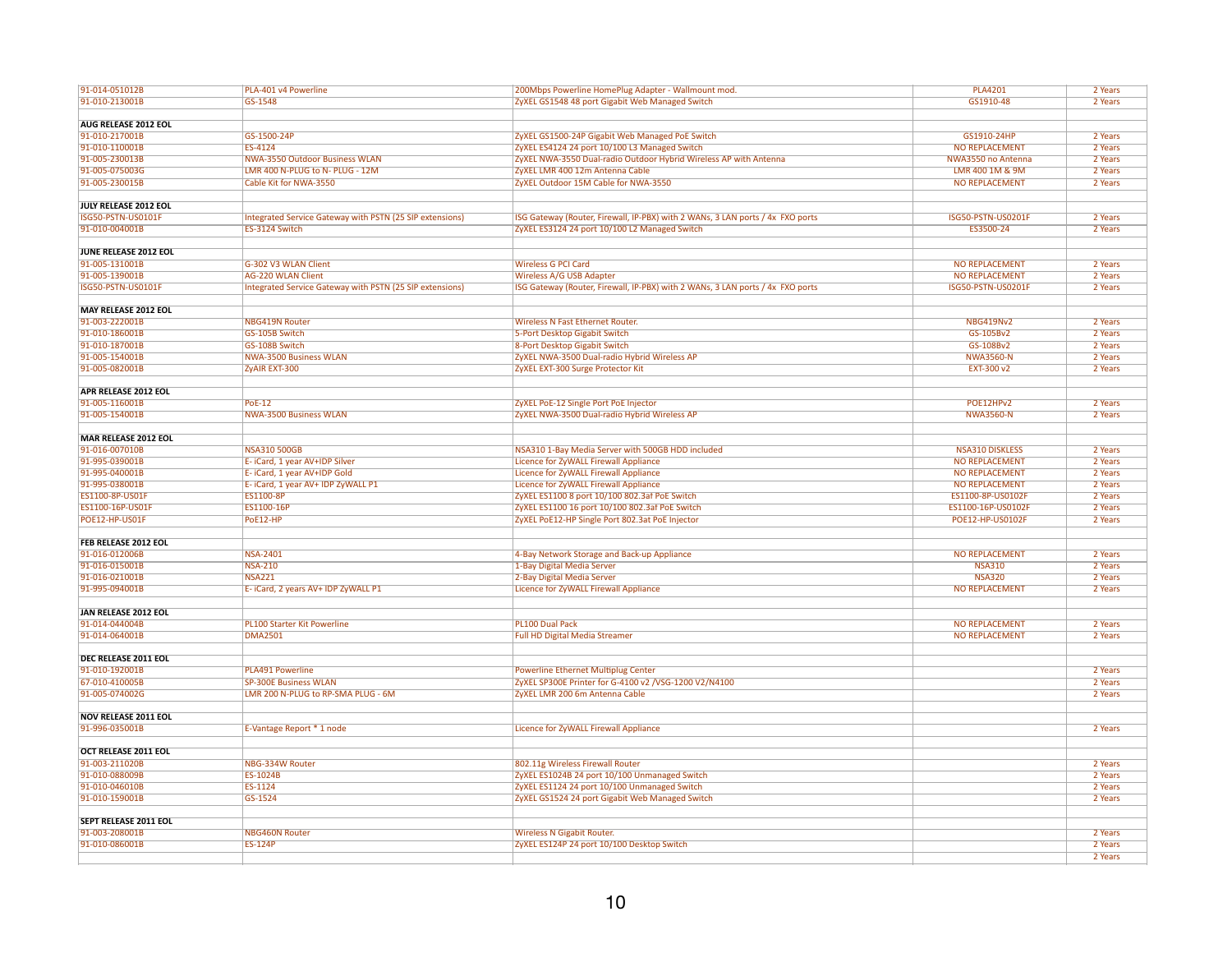| | | | | |
|---|---|---|---|---|
| 91-014-051012B | PLA-401 v4 Powerline | 200Mbps Powerline HomePlug Adapter - Wallmount mod. | PLA4201 | 2 Years |
| 91-010-213001B | GS-1548 | ZyXEL GS1548 48 port Gigabit Web Managed Switch | GS1910-48 | 2 Years |
| | | | | |
| **AUG RELEASE 2012 EOL** | | | | |
| 91-010-217001B | GS-1500-24P | ZyXEL GS1500-24P Gigabit Web Managed PoE Switch | GS1910-24HP | 2 Years |
| 91-010-110001B | ES-4124 | ZyXEL ES4124 24 port 10/100 L3 Managed Switch | NO REPLACEMENT | 2 Years |
| 91-005-230013B | NWA-3550 Outdoor Business WLAN | ZyXEL NWA-3550 Dual-radio Outdoor Hybrid Wireless AP with Antenna | NWA3550 no Antenna | 2 Years |
| 91-005-075003G | LMR 400 N-PLUG to N- PLUG - 12M | ZyXEL LMR 400 12m Antenna Cable | LMR 400 1M & 9M | 2 Years |
| 91-005-230015B | Cable Kit for NWA-3550 | ZyXEL Outdoor 15M Cable for NWA-3550 | NO REPLACEMENT | 2 Years |
| | | | | |
| **JULY RELEASE 2012 EOL** | | | | |
| ISG50-PSTN-US0101F | Integrated Service Gateway with PSTN (25 SIP extensions) | ISG Gateway (Router, Firewall, IP-PBX) with 2 WANs, 3 LAN ports / 4x FXO ports | ISG50-PSTN-US0201F | 2 Years |
| 91-010-004001B | ES-3124 Switch | ZyXEL ES3124 24 port 10/100 L2 Managed Switch | ES3500-24 | 2 Years |
| | | | | |
| **JUNE RELEASE 2012 EOL** | | | | |
| 91-005-131001B | G-302 V3 WLAN Client | Wireless G PCI Card | NO REPLACEMENT | 2 Years |
| 91-005-139001B | AG-220 WLAN Client | Wireless A/G USB Adapter | NO REPLACEMENT | 2 Years |
| ISG50-PSTN-US0101F | Integrated Service Gateway with PSTN (25 SIP extensions) | ISG Gateway (Router, Firewall, IP-PBX) with 2 WANs, 3 LAN ports / 4x FXO ports | ISG50-PSTN-US0201F | 2 Years |
| | | | | |
| **MAY RELEASE 2012 EOL** | | | | |
| 91-003-222001B | NBG419N Router | Wireless N Fast Ethernet Router. | NBG419Nv2 | 2 Years |
| 91-010-186001B | GS-105B Switch | 5-Port Desktop Gigabit Switch | GS-105Bv2 | 2 Years |
| 91-010-187001B | GS-108B Switch | 8-Port Desktop Gigabit Switch | GS-108Bv2 | 2 Years |
| 91-005-154001B | NWA-3500 Business WLAN | ZyXEL NWA-3500 Dual-radio Hybrid Wireless AP | NWA3560-N | 2 Years |
| 91-005-082001B | ZyAIR EXT-300 | ZyXEL EXT-300 Surge Protector Kit | EXT-300 v2 | 2 Years |
| | | | | |
| **APR RELEASE 2012 EOL** | | | | |
| 91-005-116001B | PoE-12 | ZyXEL PoE-12 Single Port PoE Injector | POE12HPv2 | 2 Years |
| 91-005-154001B | NWA-3500 Business WLAN | ZyXEL NWA-3500 Dual-radio Hybrid Wireless AP | NWA3560-N | 2 Years |
| | | | | |
| **MAR RELEASE 2012 EOL** | | | | |
| 91-016-007010B | NSA310 500GB | NSA310 1-Bay Media Server with 500GB HDD included | NSA310 DISKLESS | 2 Years |
| 91-995-039001B | E- iCard, 1 year AV+IDP Silver | Licence for ZyWALL Firewall Appliance | NO REPLACEMENT | 2 Years |
| 91-995-040001B | E- iCard, 1 year AV+IDP Gold | Licence for ZyWALL Firewall Appliance | NO REPLACEMENT | 2 Years |
| 91-995-038001B | E- iCard, 1 year AV+ IDP ZyWALL P1 | Licence for ZyWALL Firewall Appliance | NO REPLACEMENT | 2 Years |
| ES1100-8P-US01F | ES1100-8P | ZyXEL ES1100 8 port 10/100 802.3af PoE Switch | ES1100-8P-US0102F | 2 Years |
| ES1100-16P-US01F | ES1100-16P | ZyXEL ES1100 16 port 10/100 802.3af PoE Switch | ES1100-16P-US0102F | 2 Years |
| POE12-HP-US01F | PoE12-HP | ZyXEL PoE12-HP Single Port 802.3at PoE Injector | POE12-HP-US0102F | 2 Years |
| | | | | |
| **FEB RELEASE 2012 EOL** | | | | |
| 91-016-012006B | NSA-2401 | 4-Bay Network Storage and Back-up Appliance | NO REPLACEMENT | 2 Years |
| 91-016-015001B | NSA-210 | 1-Bay Digital Media Server | NSA310 | 2 Years |
| 91-016-021001B | NSA221 | 2-Bay Digital Media Server | NSA320 | 2 Years |
| 91-995-094001B | E- iCard, 2 years AV+ IDP ZyWALL P1 | Licence for ZyWALL Firewall Appliance | NO REPLACEMENT | 2 Years |
| | | | | |
| **JAN RELEASE 2012 EOL** | | | | |
| 91-014-044004B | PL100 Starter Kit Powerline | PL100 Dual Pack | NO REPLACEMENT | 2 Years |
| 91-014-064001B | DMA2501 | Full HD Digital Media Streamer | NO REPLACEMENT | 2 Years |
| | | | | |
| **DEC RELEASE 2011 EOL** | | | | |
| 91-010-192001B | PLA491 Powerline | Powerline Ethernet Multiplug Center | | 2 Years |
| 67-010-410005B | SP-300E Business WLAN | ZyXEL SP300E Printer for G-4100 v2 /VSG-1200 V2/N4100 | | 2 Years |
| 91-005-074002G | LMR 200 N-PLUG to RP-SMA PLUG - 6M | ZyXEL LMR 200 6m Antenna Cable | | 2 Years |
| | | | | |
| **NOV RELEASE 2011 EOL** | | | | |
| 91-996-035001B | E-Vantage Report * 1 node | Licence for ZyWALL Firewall Appliance | | 2 Years |
| | | | | |
| **OCT RELEASE 2011 EOL** | | | | |
| 91-003-211020B | NBG-334W Router | 802.11g Wireless Firewall Router | | 2 Years |
| 91-010-088009B | ES-1024B | ZyXEL ES1024B 24 port 10/100 Unmanaged Switch | | 2 Years |
| 91-010-046010B | ES-1124 | ZyXEL ES1124 24 port 10/100 Unmanaged Switch | | 2 Years |
| 91-010-159001B | GS-1524 | ZyXEL GS1524 24 port Gigabit Web Managed Switch | | 2 Years |
| | | | | |
| **SEPT RELEASE 2011 EOL** | | | | |
| 91-003-208001B | NBG460N Router | Wireless N Gigabit Router. | | 2 Years |
| 91-010-086001B | ES-124P | ZyXEL ES124P 24 port 10/100 Desktop Switch | | 2 Years |
| | | | | 2 Years |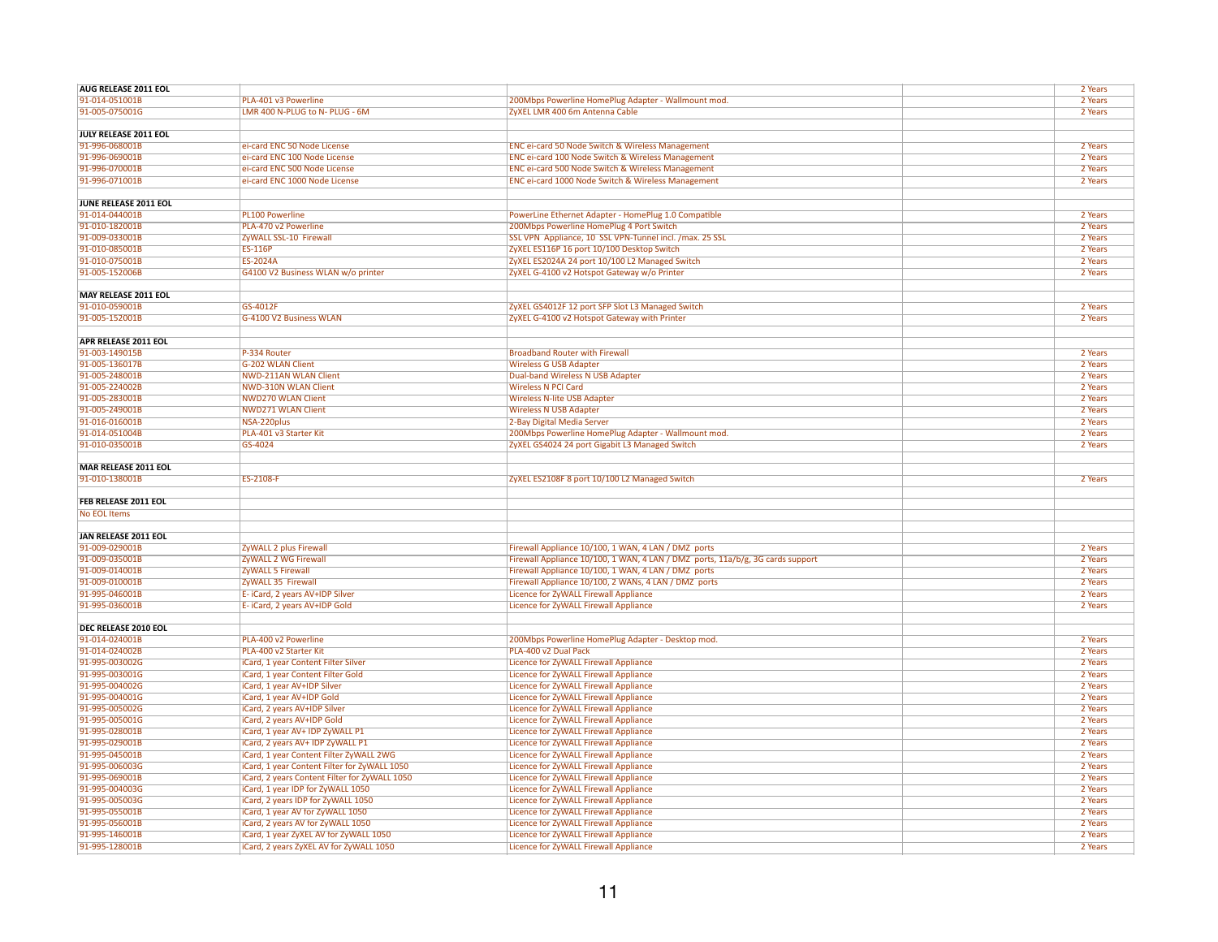| AUG RELEASE 2011 EOL | | | | 2 Years |
|---|---|---|---|---|
| 91-014-051001B | PLA-401 v3 Powerline | 200Mbps Powerline HomePlug Adapter - Wallmount mod. | | 2 Years |
| 91-005-075001G | LMR 400 N-PLUG to N- PLUG - 6M | ZyXEL LMR 400 6m Antenna Cable | | 2 Years |
| | | | | |
| **JULY RELEASE 2011 EOL** | | | | |
| 91-996-068001B | ei-card ENC 50 Node License | ENC ei-card 50 Node Switch & Wireless Management | | 2 Years |
| 91-996-069001B | ei-card ENC 100 Node License | ENC ei-card 100 Node Switch & Wireless Management | | 2 Years |
| 91-996-070001B | ei-card ENC 500 Node License | ENC ei-card 500 Node Switch & Wireless Management | | 2 Years |
| 91-996-071001B | ei-card ENC 1000 Node License | ENC ei-card 1000 Node Switch & Wireless Management | | 2 Years |
| | | | | |
| **JUNE RELEASE 2011 EOL** | | | | |
| 91-014-044001B | PL100 Powerline | PowerLine Ethernet Adapter - HomePlug 1.0 Compatible | | 2 Years |
| 91-010-182001B | PLA-470 v2 Powerline | 200Mbps Powerline HomePlug 4 Port Switch | | 2 Years |
| 91-009-033001B | ZyWALL SSL-10 Firewall | SSL VPN Appliance, 10 SSL VPN-Tunnel incl. /max. 25 SSL | | 2 Years |
| 91-010-085001B | ES-116P | ZyXEL ES116P 16 port 10/100 Desktop Switch | | 2 Years |
| 91-010-075001B | ES-2024A | ZyXEL ES2024A 24 port 10/100 L2 Managed Switch | | 2 Years |
| 91-005-152006B | G4100 V2 Business WLAN w/o printer | ZyXEL G-4100 v2 Hotspot Gateway w/o Printer | | 2 Years |
| | | | | |
| **MAY RELEASE 2011 EOL** | | | | |
| 91-010-059001B | GS-4012F | ZyXEL GS4012F 12 port SFP Slot L3 Managed Switch | | 2 Years |
| 91-005-152001B | G-4100 V2 Business WLAN | ZyXEL G-4100 v2 Hotspot Gateway with Printer | | 2 Years |
| | | | | |
| **APR RELEASE 2011 EOL** | | | | |
| 91-003-149015B | P-334 Router | Broadband Router with Firewall | | 2 Years |
| 91-005-136017B | G-202 WLAN Client | Wireless G USB Adapter | | 2 Years |
| 91-005-248001B | NWD-211AN WLAN Client | Dual-band Wireless N USB Adapter | | 2 Years |
| 91-005-224002B | NWD-310N WLAN Client | Wireless N PCI Card | | 2 Years |
| 91-005-283001B | NWD270 WLAN Client | Wireless N-lite USB Adapter | | 2 Years |
| 91-005-249001B | NWD271 WLAN Client | Wireless N USB Adapter | | 2 Years |
| 91-016-016001B | NSA-220plus | 2-Bay Digital Media Server | | 2 Years |
| 91-014-051004B | PLA-401 v3 Starter Kit | 200Mbps Powerline HomePlug Adapter - Wallmount mod. | | 2 Years |
| 91-010-035001B | GS-4024 | ZyXEL GS4024 24 port Gigabit L3 Managed Switch | | 2 Years |
| | | | | |
| **MAR RELEASE 2011 EOL** | | | | |
| 91-010-138001B | ES-2108-F | ZyXEL ES2108F 8 port 10/100 L2 Managed Switch | | 2 Years |
| | | | | |
| **FEB RELEASE 2011 EOL** | | | | |
| No EOL Items | | | | |
| | | | | |
| **JAN RELEASE 2011 EOL** | | | | |
| 91-009-029001B | ZyWALL 2 plus Firewall | Firewall Appliance 10/100, 1 WAN, 4 LAN / DMZ ports | | 2 Years |
| 91-009-035001B | ZyWALL 2 WG Firewall | Firewall Appliance 10/100, 1 WAN, 4 LAN / DMZ ports, 11a/b/g, 3G cards support | | 2 Years |
| 91-009-014001B | ZyWALL 5 Firewall | Firewall Appliance 10/100, 1 WAN, 4 LAN / DMZ ports | | 2 Years |
| 91-009-010001B | ZyWALL 35 Firewall | Firewall Appliance 10/100, 2 WANs, 4 LAN / DMZ ports | | 2 Years |
| 91-995-046001B | E- iCard, 2 years AV+IDP Silver | Licence for ZyWALL Firewall Appliance | | 2 Years |
| 91-995-036001B | E- iCard, 2 years AV+IDP Gold | Licence for ZyWALL Firewall Appliance | | 2 Years |
| | | | | |
| **DEC RELEASE 2010 EOL** | | | | |
| 91-014-024001B | PLA-400 v2 Powerline | 200Mbps Powerline HomePlug Adapter - Desktop mod. | | 2 Years |
| 91-014-024002B | PLA-400 v2 Starter Kit | PLA-400 v2 Dual Pack | | 2 Years |
| 91-995-003002G | iCard, 1 year Content Filter Silver | Licence for ZyWALL Firewall Appliance | | 2 Years |
| 91-995-003001G | iCard, 1 year Content Filter Gold | Licence for ZyWALL Firewall Appliance | | 2 Years |
| 91-995-004002G | iCard, 1 year AV+IDP Silver | Licence for ZyWALL Firewall Appliance | | 2 Years |
| 91-995-004001G | iCard, 1 year AV+IDP Gold | Licence for ZyWALL Firewall Appliance | | 2 Years |
| 91-995-005002G | iCard, 2 years AV+IDP Silver | Licence for ZyWALL Firewall Appliance | | 2 Years |
| 91-995-005001G | iCard, 2 years AV+IDP Gold | Licence for ZyWALL Firewall Appliance | | 2 Years |
| 91-995-028001B | iCard, 1 year AV+ IDP ZyWALL P1 | Licence for ZyWALL Firewall Appliance | | 2 Years |
| 91-995-029001B | iCard, 2 years AV+ IDP ZyWALL P1 | Licence for ZyWALL Firewall Appliance | | 2 Years |
| 91-995-045001B | iCard, 1 year Content Filter ZyWALL 2WG | Licence for ZyWALL Firewall Appliance | | 2 Years |
| 91-995-006003G | iCard, 1 year Content Filter for ZyWALL 1050 | Licence for ZyWALL Firewall Appliance | | 2 Years |
| 91-995-069001B | iCard, 2 years Content Filter for ZyWALL 1050 | Licence for ZyWALL Firewall Appliance | | 2 Years |
| 91-995-004003G | iCard, 1 year IDP for ZyWALL 1050 | Licence for ZyWALL Firewall Appliance | | 2 Years |
| 91-995-005003G | iCard, 2 years IDP for ZyWALL 1050 | Licence for ZyWALL Firewall Appliance | | 2 Years |
| 91-995-055001B | iCard, 1 year AV for ZyWALL 1050 | Licence for ZyWALL Firewall Appliance | | 2 Years |
| 91-995-056001B | iCard, 2 years AV for ZyWALL 1050 | Licence for ZyWALL Firewall Appliance | | 2 Years |
| 91-995-146001B | iCard, 1 year ZyXEL AV for ZyWALL 1050 | Licence for ZyWALL Firewall Appliance | | 2 Years |
| 91-995-128001B | iCard, 2 years ZyXEL AV for ZyWALL 1050 | Licence for ZyWALL Firewall Appliance | | 2 Years |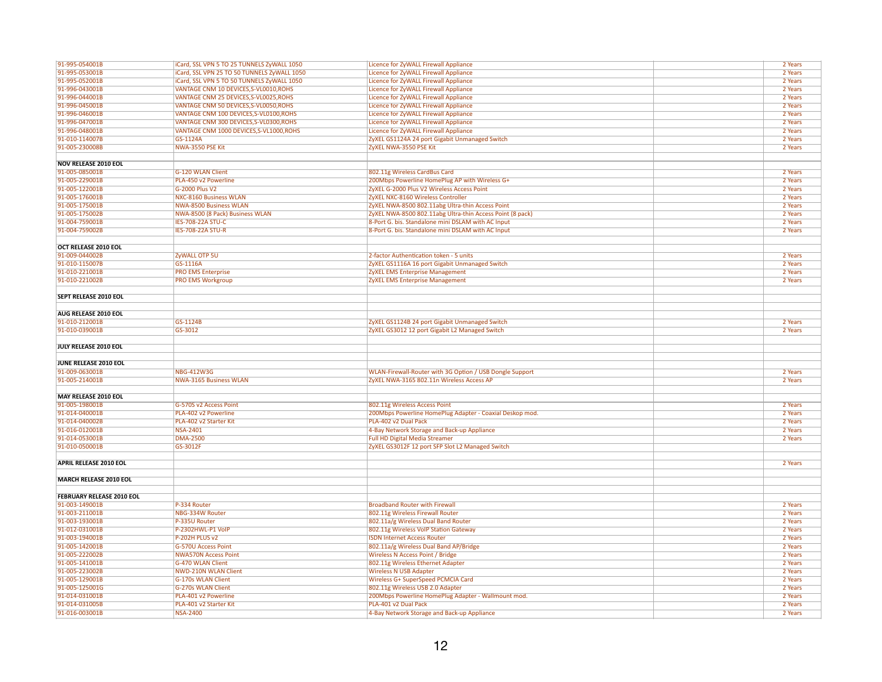| | | | | |
|---|---|---|---|---|
| 91-995-054001B | iCard, SSL VPN 5 TO 25 TUNNELS ZyWALL 1050 | Licence for ZyWALL Firewall Appliance | | 2 Years |
| 91-995-053001B | iCard, SSL VPN 25 TO 50 TUNNELS ZyWALL 1050 | Licence for ZyWALL Firewall Appliance | | 2 Years |
| 91-995-052001B | iCard, SSL VPN 5 TO 50 TUNNELS ZyWALL 1050 | Licence for ZyWALL Firewall Appliance | | 2 Years |
| 91-996-043001B | VANTAGE CNM 10 DEVICES,S-VL0010,ROHS | Licence for ZyWALL Firewall Appliance | | 2 Years |
| 91-996-044001B | VANTAGE CNM 25 DEVICES,S-VL0025,ROHS | Licence for ZyWALL Firewall Appliance | | 2 Years |
| 91-996-045001B | VANTAGE CNM 50 DEVICES,S-VL0050,ROHS | Licence for ZyWALL Firewall Appliance | | 2 Years |
| 91-996-046001B | VANTAGE CNM 100 DEVICES,S-VL0100,ROHS | Licence for ZyWALL Firewall Appliance | | 2 Years |
| 91-996-047001B | VANTAGE CNM 300 DEVICES,S-VL0300,ROHS | Licence for ZyWALL Firewall Appliance | | 2 Years |
| 91-996-048001B | VANTAGE CNM 1000 DEVICES,S-VL1000,ROHS | Licence for ZyWALL Firewall Appliance | | 2 Years |
| 91-010-114007B | GS-1124A | ZyXEL GS1124A 24 port Gigabit Unmanaged Switch | | 2 Years |
| 91-005-230008B | NWA-3550 PSE Kit | ZyXEL NWA-3550 PSE Kit | | 2 Years |
| | | | | |
| **NOV RELEASE 2010 EOL** | | | | |
| 91-005-085001B | G-120 WLAN Client | 802.11g Wireless CardBus Card | | 2 Years |
| 91-005-229001B | PLA-450 v2 Powerline | 200Mbps Powerline HomePlug AP with Wireless G+ | | 2 Years |
| 91-005-122001B | G-2000 Plus V2 | ZyXEL G-2000 Plus V2 Wireless Access Point | | 2 Years |
| 91-005-176001B | NXC-8160 Business WLAN | ZyXEL NXC-8160 Wireless Controller | | 2 Years |
| 91-005-175001B | NWA-8500 Business WLAN | ZyXEL NWA-8500 802.11abg Ultra-thin Access Point | | 2 Years |
| 91-005-175002B | NWA-8500 (8 Pack) Business WLAN | ZyXEL NWA-8500 802.11abg Ultra-thin Access Point (8 pack) | | 2 Years |
| 91-004-759001B | IES-708-22A STU-C | 8-Port G. bis. Standalone mini DSLAM with AC Input | | 2 Years |
| 91-004-759002B | IES-708-22A STU-R | 8-Port G. bis. Standalone mini DSLAM with AC Input | | 2 Years |
| | | | | |
| **OCT RELEASE 2010 EOL** | | | | |
| 91-009-044002B | ZyWALL OTP 5U | 2-factor Authentication token - 5 units | | 2 Years |
| 91-010-115007B | GS-1116A | ZyXEL GS1116A 16 port Gigabit Unmanaged Switch | | 2 Years |
| 91-010-221001B | PRO EMS Enterprise | ZyXEL EMS Enterprise Management | | 2 Years |
| 91-010-221002B | PRO EMS Workgroup | ZyXEL EMS Enterprise Management | | 2 Years |
| | | | | |
| **SEPT RELEASE 2010 EOL** | | | | |
| | | | | |
| **AUG RELEASE 2010 EOL** | | | | |
| 91-010-212001B | GS-1124B | ZyXEL GS1124B 24 port Gigabit Unmanaged Switch | | 2 Years |
| 91-010-039001B | GS-3012 | ZyXEL GS3012 12 port Gigabit L2 Managed Switch | | 2 Years |
| | | | | |
| **JULY RELEASE 2010 EOL** | | | | |
| | | | | |
| **JUNE RELEASE 2010 EOL** | | | | |
| 91-009-063001B | NBG-412W3G | WLAN-Firewall-Router with 3G Option / USB Dongle Support | | 2 Years |
| 91-005-214001B | NWA-3165 Business WLAN | ZyXEL NWA-3165 802.11n Wireless Access AP | | 2 Years |
| | | | | |
| **MAY RELEASE 2010 EOL** | | | | |
| 91-005-198001B | G-570S v2 Access Point | 802.11g Wireless Access Point | | 2 Years |
| 91-014-040001B | PLA-402 v2 Powerline | 200Mbps Powerline HomePlug Adapter - Coaxial Deskop mod. | | 2 Years |
| 91-014-040002B | PLA-402 v2 Starter Kit | PLA-402 v2 Dual Pack | | 2 Years |
| 91-016-012001B | NSA-2401 | 4-Bay Network Storage and Back-up Appliance | | 2 Years |
| 91-014-053001B | DMA-2500 | Full HD Digital Media Streamer | | 2 Years |
| 91-010-050001B | GS-3012F | ZyXEL GS3012F 12 port SFP Slot L2 Managed Switch | | |
| | | | | |
| **APRIL RELEASE 2010 EOL** | | | | 2 Years |
| | | | | |
| **MARCH RELEASE 2010 EOL** | | | | |
| | | | | |
| **FEBRUARY RELEASE 2010 EOL** | | | | |
| 91-003-149001B | P-334 Router | Broadband Router with Firewall | | 2 Years |
| 91-003-211001B | NBG-334W Router | 802.11g Wireless Firewall Router | | 2 Years |
| 91-003-193001B | P-335U Router | 802.11a/g Wireless Dual Band Router | | 2 Years |
| 91-012-031001B | P-2302HWL-P1 VoIP | 802.11g Wireless VoIP Station Gateway | | 2 Years |
| 91-003-194001B | P-202H PLUS v2 | ISDN Internet Access Router | | 2 Years |
| 91-005-142001B | G-570U Access Point | 802.11a/g Wireless Dual Band AP/Bridge | | 2 Years |
| 91-005-222002B | NWA570N Access Point | Wireless N Access Point / Bridge | | 2 Years |
| 91-005-141001B | G-470 WLAN Client | 802.11g Wireless Ethernet Adapter | | 2 Years |
| 91-005-223002B | NWD-210N WLAN Client | Wireless N USB Adapter | | 2 Years |
| 91-005-129001B | G-170s WLAN Client | Wireless G+ SuperSpeed PCMCIA Card | | 2 Years |
| 91-005-125001G | G-270s WLAN Client | 802.11g Wireless USB 2.0 Adapter | | 2 Years |
| 91-014-031001B | PLA-401 v2 Powerline | 200Mbps Powerline HomePlug Adapter - Wallmount mod. | | 2 Years |
| 91-014-031005B | PLA-401 v2 Starter Kit | PLA-401 v2 Dual Pack | | 2 Years |
| 91-016-003001B | NSA-2400 | 4-Bay Network Storage and Back-up Appliance | | 2 Years |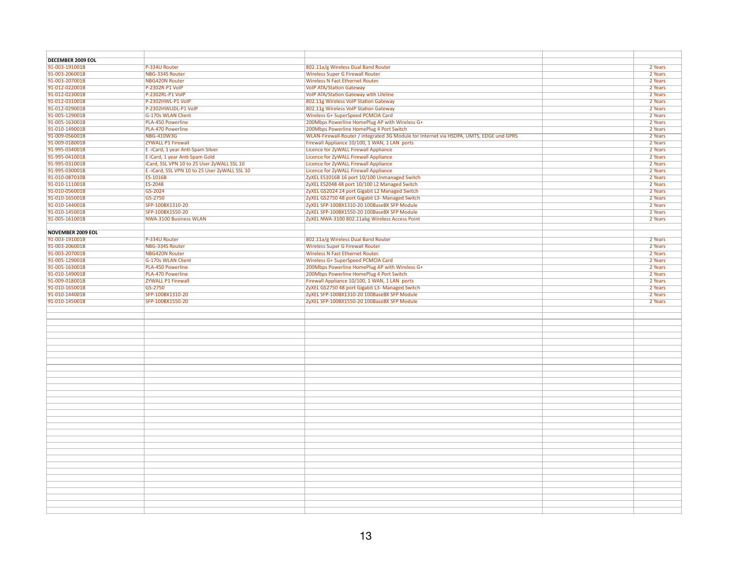| | | | | |
|---|---|---|---|---|
| **DECEMBER 2009 EOL** | | | | |
| 91-003-191001B | P-334U Router | 802.11a/g Wireless Dual Band Router | | 2 Years |
| 91-003-206001B | NBG-334S Router | Wireless Super G Firewall Router | | 2 Years |
| 91-003-207001B | NBG420N Router | Wireless N Fast Ethernet Router. | | 2 Years |
| 91-012-022001B | P-2302R-P1 VoIP | VoIP ATA/Station Gateway | | 2 Years |
| 91-012-023001B | P-2302RL-P1 VoIP | VoIP ATA/Station Gateway wtih Lifeline | | 2 Years |
| 91-012-031001B | P-2302HWL-P1 VoIP | 802.11g Wireless VoIP Station Gateway | | 2 Years |
| 91-012-029001B | P-2302HWUDL-P1 VoIP | 802.11g Wireless VoIP Station Gateway | | 2 Years |
| 91-005-129001B | G-170s WLAN Client | Wireless G+ SuperSpeed PCMCIA Card | | 2 Years |
| 91-005-163001B | PLA-450 Powerline | 200Mbps Powerline HomePlug AP with Wireless G+ | | 2 Years |
| 91-010-149001B | PLA-470 Powerline | 200Mbps Powerline HomePlug 4 Port Switch | | 2 Years |
| 91-009-056001B | NBG-410W3G | WLAN-Firewall-Router / integrated 3G Module for Internet via HSDPA, UMTS, EDGE und GPRS | | 2 Years |
| 91-009-018001B | ZYWALL P1 Firewall | Firewall Appliance 10/100, 1 WAN, 1 LAN ports | | 2 Years |
| 91-995-034001B | E -iCard, 1 year Anti-Spam Silver | Licence for ZyWALL Firewall Appliance | | 2 Years |
| 91-995-041001B | E iCard, 1 year Anti-Spam Gold | Licence for ZyWALL Firewall Appliance | | 2 Years |
| 91-995-031001B | iCard, SSL VPN 10 to 25 User ZyWALL SSL 10 | Licence for ZyWALL Firewall Appliance | | 2 Years |
| 91-995-030001B | E -iCard, SSL VPN 10 to 25 User ZyWALL SSL 10 | Licence for ZyWALL Firewall Appliance | | 2 Years |
| 91-010-087010B | ES-1016B | ZyXEL ES1016B 16 port 10/100 Unmanaged Switch | | 2 Years |
| 91-010-111001B | ES-2048 | ZyXEL ES2048 48 port 10/100 L2 Managed Switch | | 2 Years |
| 91-010-056001B | GS-2024 | ZyXEL GS2024 24 port Gigabit L2 Managed Switch | | 2 Years |
| 91-010-165001B | GS-2750 | ZyXEL GS2750 48 port Gigabit L3- Managed Switch | | 2 Years |
| 91-010-144001B | SFP-100BX1310-20 | ZyXEL SFP-100BX1310-20 100BaseBX SFP Module | | 2 Years |
| 91-010-145001B | SFP-100BX1550-20 | ZyXEL SFP-100BX1550-20 100BaseBX SFP Module | | 2 Years |
| 91-005-161001B | NWA-3100 Business WLAN | ZyXEL NWA-3100 802.11abg Wireless Access Point | | 2 Years |
| | | | | |
| **NOVEMBER 2009 EOL** | | | | |
| 91-003-191001B | P-334U Router | 802.11a/g Wireless Dual Band Router | | 2 Years |
| 91-003-206001B | NBG-334S Router | Wireless Super G Firewall Router | | 2 Years |
| 91-003-207001B | NBG420N Router | Wireless N Fast Ethernet Router. | | 2 Years |
| 91-005-129001B | G-170s WLAN Client | Wireless G+ SuperSpeed PCMCIA Card | | 2 Years |
| 91-005-163001B | PLA-450 Powerline | 200Mbps Powerline HomePlug AP with Wireless G+ | | 2 Years |
| 91-010-149001B | PLA-470 Powerline | 200Mbps Powerline HomePlug 4 Port Switch | | 2 Years |
| 91-009-018001B | ZYWALL P1 Firewall | Firewall Appliance 10/100, 1 WAN, 1 LAN ports | | 2 Years |
| 91-010-165001B | GS-2750 | ZyXEL GS2750 48 port Gigabit L3- Managed Switch | | 2 Years |
| 91-010-144001B | SFP-100BX1310-20 | ZyXEL SFP-100BX1310-20 100BaseBX SFP Module | | 2 Years |
| 91-010-145001B | SFP-100BX1550-20 | ZyXEL SFP-100BX1550-20 100BaseBX SFP Module | | 2 Years |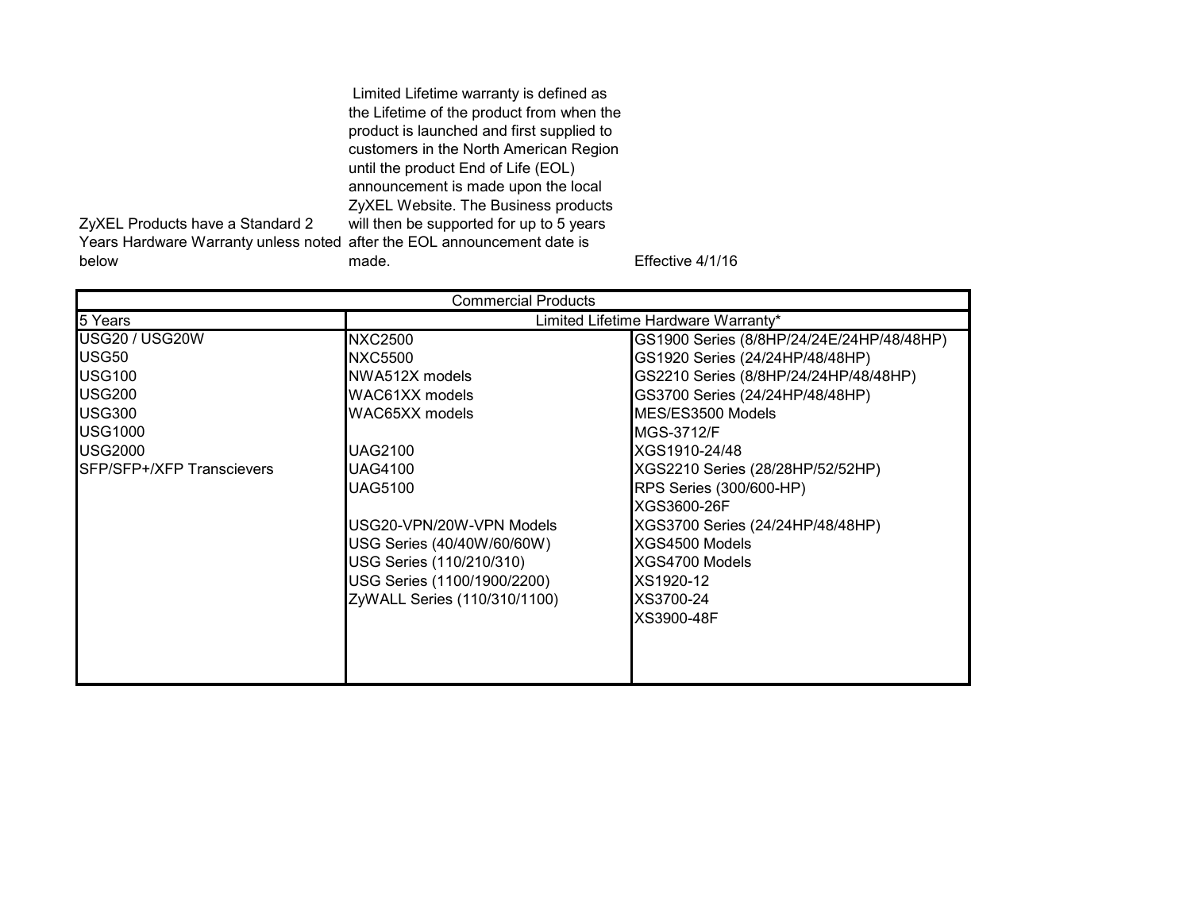ZyXEL Products have a Standard 2 Years Hardware Warranty unless noted below

Limited Lifetime warranty is defined as the Lifetime of the product from when the product is launched and first supplied to customers in the North American Region until the product End of Life (EOL) announcement is made upon the local ZyXEL Website. The Business products will then be supported for up to 5 years after the EOL announcement date is made.

Effective 4/1/16

| Commercial Products | | |
|---|---|---|
| 5 Years | Limited Lifetime Hardware Warranty* | |
| USG20 / USG20W | NXC2500 | GS1900 Series (8/8HP/24/24E/24HP/48/48HP) |
| USG50 | NXC5500 | GS1920 Series (24/24HP/48/48HP) |
| USG100 | NWA512X models | GS2210 Series (8/8HP/24/24HP/48/48HP) |
| USG200 | WAC61XX models | GS3700 Series (24/24HP/48/48HP) |
| USG300 | WAC65XX models | MES/ES3500 Models |
| USG1000 | | MGS-3712/F |
| USG2000 | UAG2100 | XGS1910-24/48 |
| SFP/SFP+/XFP Transcievers | UAG4100 | XGS2210 Series (28/28HP/52/52HP) |
| | UAG5100 | RPS Series (300/600-HP) |
| | | XGS3600-26F |
| | USG20-VPN/20W-VPN Models | XGS3700 Series (24/24HP/48/48HP) |
| | USG Series (40/40W/60/60W) | XGS4500 Models |
| | USG Series (110/210/310) | XGS4700 Models |
| | USG Series (1100/1900/2200) | XS1920-12 |
| | ZyWALL Series (110/310/1100) | XS3700-24 |
| | | XS3900-48F |